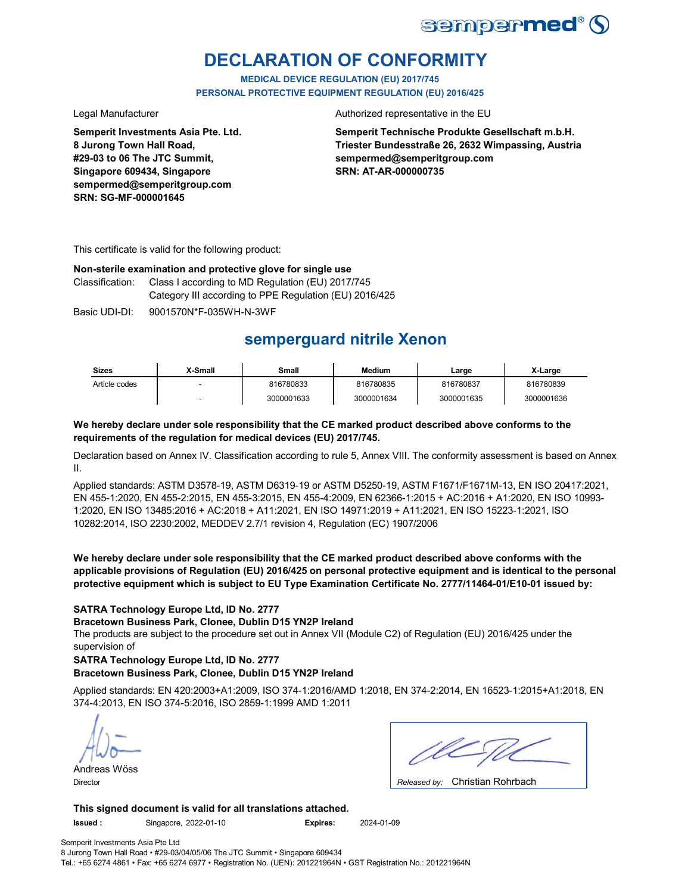sempermed®

# DECLARATION OF CONFORMITY

**MEDICAL DEVICE REGULATION (EU) 2017/745**
**PERSONAL PROTECTIVE EQUIPMENT REGULATION (EU) 2016/425**

Legal Manufacturer

**Semperit Investments Asia Pte. Ltd.**
**8 Jurong Town Hall Road,**
**#29-03 to 06 The JTC Summit,**
**Singapore 609434, Singapore**
**sempermed@semperitgroup.com**
**SRN: SG-MF-000001645**

Authorized representative in the EU

**Semperit Technische Produkte Gesellschaft m.b.H.**
**Triester Bundesstraße 26, 2632 Wimpassing, Austria**
**sempermed@semperitgroup.com**
**SRN: AT-AR-000000735**

This certificate is valid for the following product:

**Non-sterile examination and protective glove for single use**

Classification: Class I according to MD Regulation (EU) 2017/745
Category III according to PPE Regulation (EU) 2016/425

Basic UDI-DI: 9001570N*F-035WH-N-3WF

## semperguard nitrile Xenon

| Sizes | X-Small | Small | Medium | Large | X-Large |
|---|---|---|---|---|---|
| Article codes | - | 816780833 | 816780835 | 816780837 | 816780839 |
| | - | 3000001633 | 3000001634 | 3000001635 | 3000001636 |

**We hereby declare under sole responsibility that the CE marked product described above conforms to the requirements of the regulation for medical devices (EU) 2017/745.**

Declaration based on Annex IV. Classification according to rule 5, Annex VIII. The conformity assessment is based on Annex II.

Applied standards: ASTM D3578-19, ASTM D6319-19 or ASTM D5250-19, ASTM F1671/F1671M-13, EN ISO 20417:2021, EN 455-1:2020, EN 455-2:2015, EN 455-3:2015, EN 455-4:2009, EN 62366-1:2015 + AC:2016 + A1:2020, EN ISO 10993-1:2020, EN ISO 13485:2016 + AC:2018 + A11:2021, EN ISO 14971:2019 + A11:2021, EN ISO 15223-1:2021, ISO 10282:2014, ISO 2230:2002, MEDDEV 2.7/1 revision 4, Regulation (EC) 1907/2006

**We hereby declare under sole responsibility that the CE marked product described above conforms with the applicable provisions of Regulation (EU) 2016/425 on personal protective equipment and is identical to the personal protective equipment which is subject to EU Type Examination Certificate No. 2777/11464-01/E10-01 issued by:**

**SATRA Technology Europe Ltd, ID No. 2777**
**Bracetown Business Park, Clonee, Dublin D15 YN2P Ireland**
The products are subject to the procedure set out in Annex VII (Module C2) of Regulation (EU) 2016/425 under the supervision of
**SATRA Technology Europe Ltd, ID No. 2777**
**Bracetown Business Park, Clonee, Dublin D15 YN2P Ireland**

Applied standards: EN 420:2003+A1:2009, ISO 374-1:2016/AMD 1:2018, EN 374-2:2014, EN 16523-1:2015+A1:2018, EN 374-4:2013, EN ISO 374-5:2016, ISO 2859-1:1999 AMD 1:2011

Andreas Wöss
Director

*Released by:* Christian Rohrbach

**This signed document is valid for all translations attached.**

**Issued :** Singapore, 2022-01-10 **Expires:** 2024-01-09

Semperit Investments Asia Pte Ltd
8 Jurong Town Hall Road • #29-03/04/05/06 The JTC Summit • Singapore 609434
Tel.: +65 6274 4861 • Fax: +65 6274 6977 • Registration No. (UEN): 201221964N • GST Registration No.: 201221964N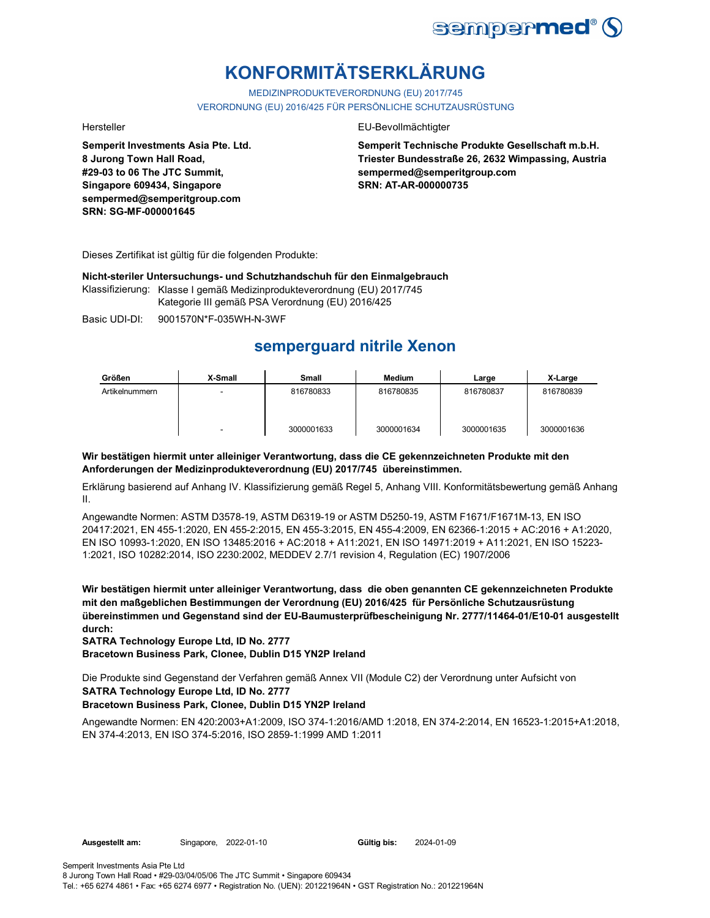# KONFORMITÄTSERKLÄRUNG

MEDIZINPRODUKTEVERORDNUNG (EU) 2017/745

VERORDNUNG (EU) 2016/425 FÜR PERSÖNLICHE SCHUTZAUSRÜSTUNG

Hersteller

**Semperit Investments Asia Pte. Ltd.**
**8 Jurong Town Hall Road,**
**#29-03 to 06 The JTC Summit,**
**Singapore 609434, Singapore**
**sempermed@semperitgroup.com**
**SRN: SG-MF-000001645**

EU-Bevollmächtigter

**Semperit Technische Produkte Gesellschaft m.b.H.**
**Triester Bundesstraße 26, 2632 Wimpassing, Austria**
**sempermed@semperitgroup.com**
**SRN: AT-AR-000000735**

Dieses Zertifikat ist gültig für die folgenden Produkte:

**Nicht-steriler Untersuchungs- und Schutzhandschuh für den Einmalgebrauch**

Klassifizierung: Klasse I gemäß Medizinprodukteverordnung (EU) 2017/745
Kategorie III gemäß PSA Verordnung (EU) 2016/425

Basic UDI-DI: 9001570N*F-035WH-N-3WF

## semperguard nitrile Xenon

| Größen | X-Small | Small | Medium | Large | X-Large |
|---|---|---|---|---|---|
| Artikelnummern | - | 816780833 | 816780835 | 816780837 | 816780839 |
| | - | 3000001633 | 3000001634 | 3000001635 | 3000001636 |

**Wir bestätigen hiermit unter alleiniger Verantwortung, dass die CE gekennzeichneten Produkte mit den Anforderungen der Medizinprodukteverordnung (EU) 2017/745 übereinstimmen.**

Erklärung basierend auf Anhang IV. Klassifizierung gemäß Regel 5, Anhang VIII. Konformitätsbewertung gemäß Anhang II.

Angewandte Normen: ASTM D3578-19, ASTM D6319-19 or ASTM D5250-19, ASTM F1671/F1671M-13, EN ISO 20417:2021, EN 455-1:2020, EN 455-2:2015, EN 455-3:2015, EN 455-4:2009, EN 62366-1:2015 + AC:2016 + A1:2020, EN ISO 10993-1:2020, EN ISO 13485:2016 + AC:2018 + A11:2021, EN ISO 14971:2019 + A11:2021, EN ISO 15223-1:2021, ISO 10282:2014, ISO 2230:2002, MEDDEV 2.7/1 revision 4, Regulation (EC) 1907/2006

**Wir bestätigen hiermit unter alleiniger Verantwortung, dass die oben genannten CE gekennzeichneten Produkte mit den maßgeblichen Bestimmungen der Verordnung (EU) 2016/425 für Persönliche Schutzausrüstung übereinstimmen und Gegenstand sind der EU-Baumusterprüfbescheinigung Nr. 2777/11464-01/E10-01 ausgestellt durch:**
**SATRA Technology Europe Ltd, ID No. 2777**
**Bracetown Business Park, Clonee, Dublin D15 YN2P Ireland**

Die Produkte sind Gegenstand der Verfahren gemäß Annex VII (Module C2) der Verordnung unter Aufsicht von
**SATRA Technology Europe Ltd, ID No. 2777**
**Bracetown Business Park, Clonee, Dublin D15 YN2P Ireland**

Angewandte Normen: EN 420:2003+A1:2009, ISO 374-1:2016/AMD 1:2018, EN 374-2:2014, EN 16523-1:2015+A1:2018, EN 374-4:2013, EN ISO 374-5:2016, ISO 2859-1:1999 AMD 1:2011

**Ausgestellt am:** Singapore, 2022-01-10 **Gültig bis:** 2024-01-09

Semperit Investments Asia Pte Ltd
8 Jurong Town Hall Road • #29-03/04/05/06 The JTC Summit • Singapore 609434
Tel.: +65 6274 4861 • Fax: +65 6274 6977 • Registration No. (UEN): 201221964N • GST Registration No.: 201221964N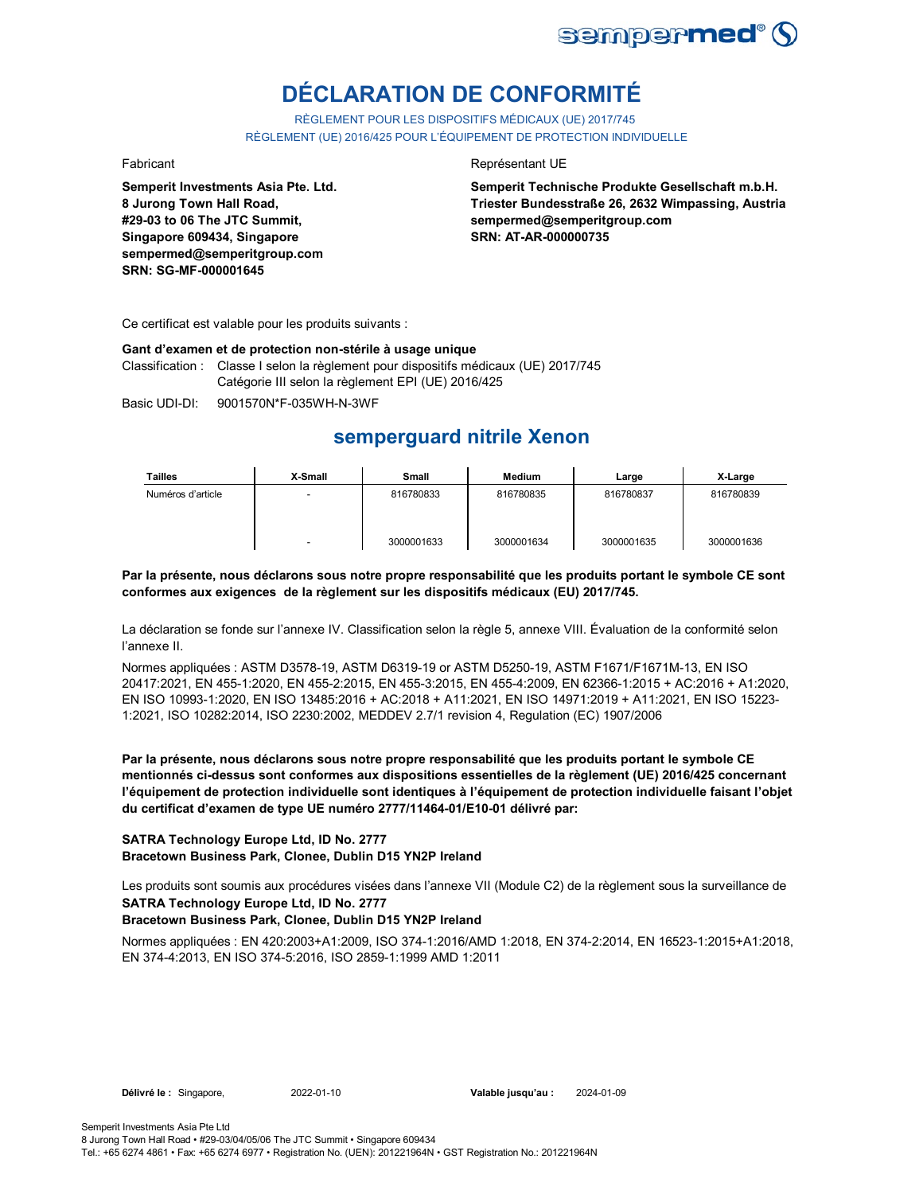# DÉCLARATION DE CONFORMITÉ

RÈGLEMENT POUR LES DISPOSITIFS MÉDICAUX (UE) 2017/745

RÈGLEMENT (UE) 2016/425 POUR L'ÉQUIPEMENT DE PROTECTION INDIVIDUELLE

Fabricant

**Semperit Investments Asia Pte. Ltd.**
**8 Jurong Town Hall Road,**
**#29-03 to 06 The JTC Summit,**
**Singapore 609434, Singapore**
**sempermed@semperitgroup.com**
**SRN: SG-MF-000001645**

Représentant UE

**Semperit Technische Produkte Gesellschaft m.b.H.**
**Triester Bundesstraße 26, 2632 Wimpassing, Austria**
**sempermed@semperitgroup.com**
**SRN: AT-AR-000000735**

Ce certificat est valable pour les produits suivants :

**Gant d'examen et de protection non-stérile à usage unique**

Classification : Classe I selon la règlement pour dispositifs médicaux (UE) 2017/745
Catégorie III selon la règlement EPI (UE) 2016/425

Basic UDI-DI: 9001570N*F-035WH-N-3WF

## semperguard nitrile Xenon

| Tailles | X-Small | Small | Medium | Large | X-Large |
|---|---|---|---|---|---|
| Numéros d'article | - | 816780833 | 816780835 | 816780837 | 816780839 |
| | - | 3000001633 | 3000001634 | 3000001635 | 3000001636 |

**Par la présente, nous déclarons sous notre propre responsabilité que les produits portant le symbole CE sont conformes aux exigences de la règlement sur les dispositifs médicaux (EU) 2017/745.**

La déclaration se fonde sur l'annexe IV. Classification selon la règle 5, annexe VIII. Évaluation de la conformité selon l'annexe II.

Normes appliquées : ASTM D3578-19, ASTM D6319-19 or ASTM D5250-19, ASTM F1671/F1671M-13, EN ISO 20417:2021, EN 455-1:2020, EN 455-2:2015, EN 455-3:2015, EN 455-4:2009, EN 62366-1:2015 + AC:2016 + A1:2020, EN ISO 10993-1:2020, EN ISO 13485:2016 + AC:2018 + A11:2021, EN ISO 14971:2019 + A11:2021, EN ISO 15223-1:2021, ISO 10282:2014, ISO 2230:2002, MEDDEV 2.7/1 revision 4, Regulation (EC) 1907/2006

**Par la présente, nous déclarons sous notre propre responsabilité que les produits portant le symbole CE mentionnés ci-dessus sont conformes aux dispositions essentielles de la règlement (UE) 2016/425 concernant l'équipement de protection individuelle sont identiques à l'équipement de protection individuelle faisant l'objet du certificat d'examen de type UE numéro 2777/11464-01/E10-01 délivré par:**

**SATRA Technology Europe Ltd, ID No. 2777**
**Bracetown Business Park, Clonee, Dublin D15 YN2P Ireland**

Les produits sont soumis aux procédures visées dans l'annexe VII (Module C2) de la règlement sous la surveillance de
**SATRA Technology Europe Ltd, ID No. 2777**
**Bracetown Business Park, Clonee, Dublin D15 YN2P Ireland**

Normes appliquées : EN 420:2003+A1:2009, ISO 374-1:2016/AMD 1:2018, EN 374-2:2014, EN 16523-1:2015+A1:2018, EN 374-4:2013, EN ISO 374-5:2016, ISO 2859-1:1999 AMD 1:2011

**Délivré le :** Singapore, 2022-01-10 **Valable jusqu'au :** 2024-01-09

Semperit Investments Asia Pte Ltd
8 Jurong Town Hall Road • #29-03/04/05/06 The JTC Summit • Singapore 609434
Tel.: +65 6274 4861 • Fax: +65 6274 6977 • Registration No. (UEN): 201221964N • GST Registration No.: 201221964N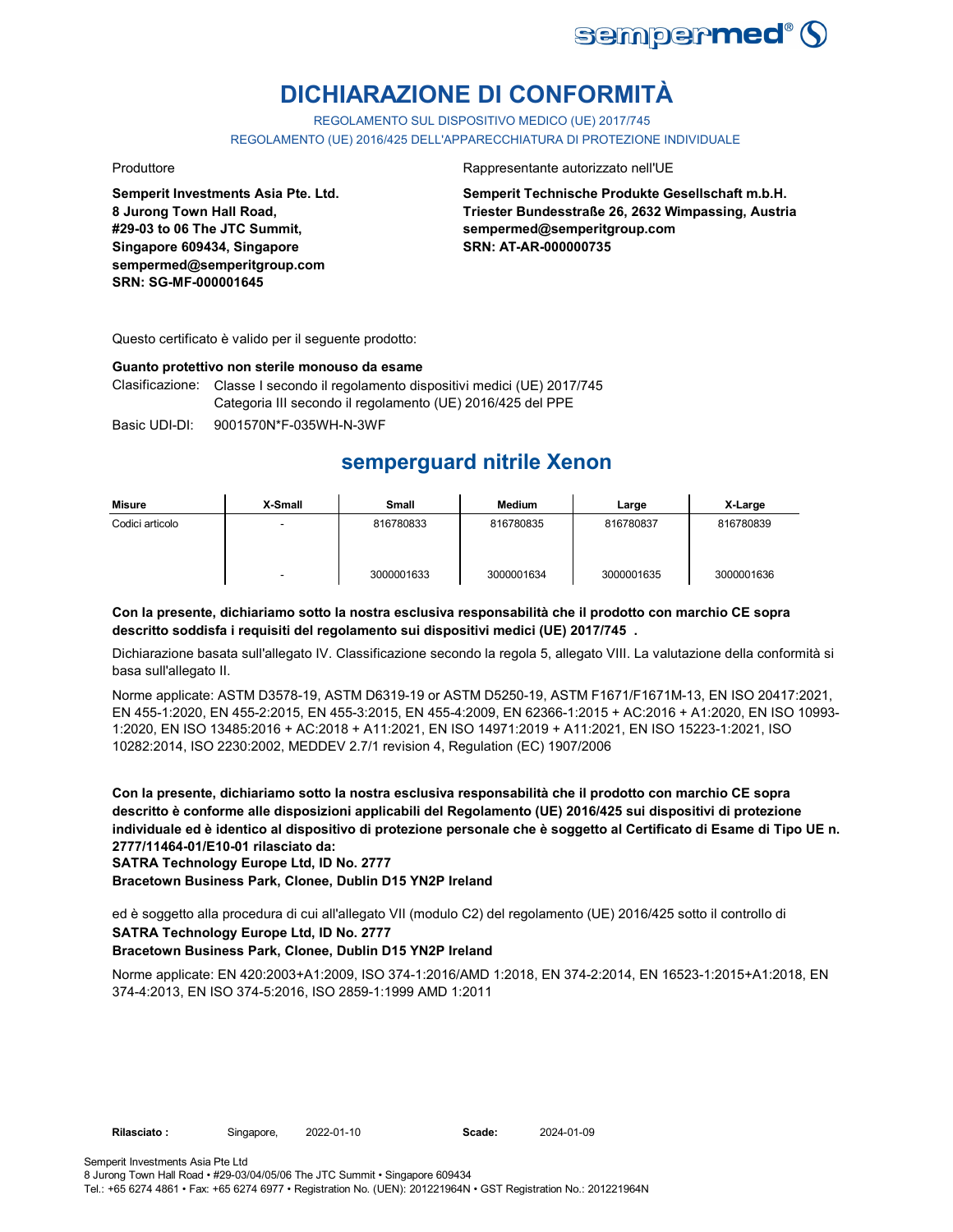# DICHIARAZIONE DI CONFORMITÀ

REGOLAMENTO SUL DISPOSITIVO MEDICO (UE) 2017/745

REGOLAMENTO (UE) 2016/425 DELL'APPARECCHIATURA DI PROTEZIONE INDIVIDUALE

Produttore

**Semperit Investments Asia Pte. Ltd.**
**8 Jurong Town Hall Road,**
**#29-03 to 06 The JTC Summit,**
**Singapore 609434, Singapore**
**sempermed@semperitgroup.com**
**SRN: SG-MF-000001645**

Rappresentante autorizzato nell'UE

**Semperit Technische Produkte Gesellschaft m.b.H.**
**Triester Bundesstraße 26, 2632 Wimpassing, Austria**
**sempermed@semperitgroup.com**
**SRN: AT-AR-000000735**

Questo certificato è valido per il seguente prodotto:

**Guanto protettivo non sterile monouso da esame**

Clasificazione: Classe I secondo il regolamento dispositivi medici (UE) 2017/745
Categoria III secondo il regolamento (UE) 2016/425 del PPE

Basic UDI-DI: 9001570N*F-035WH-N-3WF

## semperguard nitrile Xenon

| Misure | X-Small | Small | Medium | Large | X-Large |
|---|---|---|---|---|---|
| Codici articolo | - | 816780833 | 816780835 | 816780837 | 816780839 |
| | - | 3000001633 | 3000001634 | 3000001635 | 3000001636 |

**Con la presente, dichiariamo sotto la nostra esclusiva responsabilità che il prodotto con marchio CE sopra descritto soddisfa i requisiti del regolamento sui dispositivi medici (UE) 2017/745 .**

Dichiarazione basata sull'allegato IV. Classificazione secondo la regola 5, allegato VIII. La valutazione della conformità si basa sull'allegato II.

Norme applicate: ASTM D3578-19, ASTM D6319-19 or ASTM D5250-19, ASTM F1671/F1671M-13, EN ISO 20417:2021, EN 455-1:2020, EN 455-2:2015, EN 455-3:2015, EN 455-4:2009, EN 62366-1:2015 + AC:2016 + A1:2020, EN ISO 10993-1:2020, EN ISO 13485:2016 + AC:2018 + A11:2021, EN ISO 14971:2019 + A11:2021, EN ISO 15223-1:2021, ISO 10282:2014, ISO 2230:2002, MEDDEV 2.7/1 revision 4, Regulation (EC) 1907/2006

**Con la presente, dichiariamo sotto la nostra esclusiva responsabilità che il prodotto con marchio CE sopra descritto è conforme alle disposizioni applicabili del Regolamento (UE) 2016/425 sui dispositivi di protezione individuale ed è identico al dispositivo di protezione personale che è soggetto al Certificato di Esame di Tipo UE n. 2777/11464-01/E10-01 rilasciato da:**
**SATRA Technology Europe Ltd, ID No. 2777**
**Bracetown Business Park, Clonee, Dublin D15 YN2P Ireland**

ed è soggetto alla procedura di cui all'allegato VII (modulo C2) del regolamento (UE) 2016/425 sotto il controllo di
**SATRA Technology Europe Ltd, ID No. 2777**
**Bracetown Business Park, Clonee, Dublin D15 YN2P Ireland**

Norme applicate: EN 420:2003+A1:2009, ISO 374-1:2016/AMD 1:2018, EN 374-2:2014, EN 16523-1:2015+A1:2018, EN 374-4:2013, EN ISO 374-5:2016, ISO 2859-1:1999 AMD 1:2011

**Rilasciato :** Singapore, 2022-01-10 **Scade:** 2024-01-09

Semperit Investments Asia Pte Ltd
8 Jurong Town Hall Road • #29-03/04/05/06 The JTC Summit • Singapore 609434
Tel.: +65 6274 4861 • Fax: +65 6274 6977 • Registration No. (UEN): 201221964N • GST Registration No.: 201221964N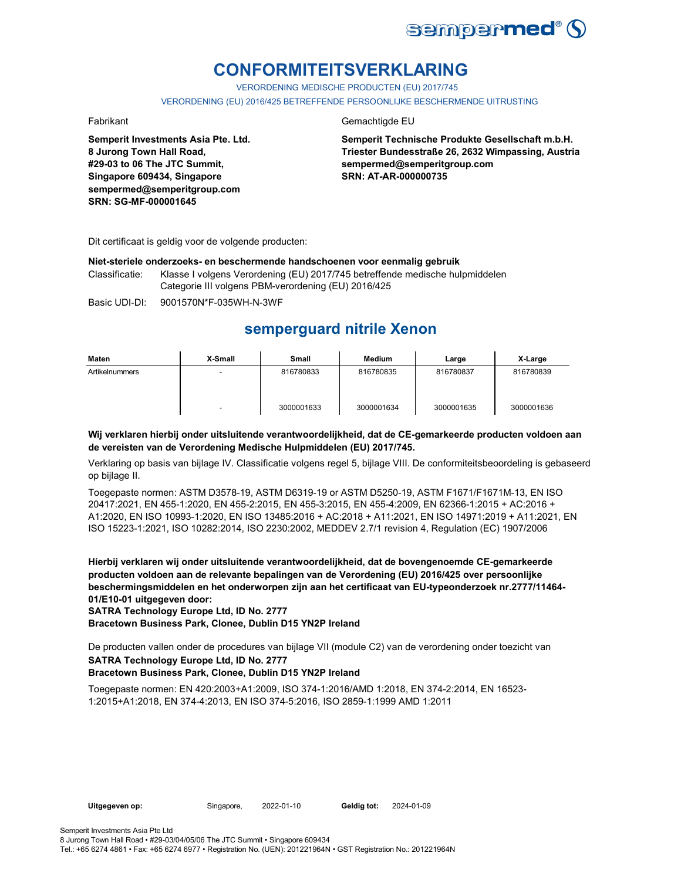# CONFORMITEITSVERKLARING

VERORDENING MEDISCHE PRODUCTEN (EU) 2017/745

VERORDENING (EU) 2016/425 BETREFFENDE PERSOONLIJKE BESCHERMENDE UITRUSTING

Fabrikant

**Semperit Investments Asia Pte. Ltd.**
**8 Jurong Town Hall Road,**
**#29-03 to 06 The JTC Summit,**
**Singapore 609434, Singapore**
**sempermed@semperitgroup.com**
**SRN: SG-MF-000001645**

Gemachtigde EU

**Semperit Technische Produkte Gesellschaft m.b.H.**
**Triester Bundesstraße 26, 2632 Wimpassing, Austria**
**sempermed@semperitgroup.com**
**SRN: AT-AR-000000735**

Dit certificaat is geldig voor de volgende producten:

**Niet-steriele onderzoeks- en beschermende handschoenen voor eenmalig gebruik**

Classificatie: Klasse I volgens Verordening (EU) 2017/745 betreffende medische hulpmiddelen
Categorie III volgens PBM-verordening (EU) 2016/425

Basic UDI-DI: 9001570N*F-035WH-N-3WF

## semperguard nitrile Xenon

| Maten | X-Small | Small | Medium | Large | X-Large |
|---|---|---|---|---|---|
| Artikelnummers | - | 816780833 | 816780835 | 816780837 | 816780839 |
| | - | 3000001633 | 3000001634 | 3000001635 | 3000001636 |

**Wij verklaren hierbij onder uitsluitende verantwoordelijkheid, dat de CE-gemarkeerde producten voldoen aan de vereisten van de Verordening Medische Hulpmiddelen (EU) 2017/745.**

Verklaring op basis van bijlage IV. Classificatie volgens regel 5, bijlage VIII. De conformiteitsbeoordeling is gebaseerd op bijlage II.

Toegepaste normen: ASTM D3578-19, ASTM D6319-19 or ASTM D5250-19, ASTM F1671/F1671M-13, EN ISO 20417:2021, EN 455-1:2020, EN 455-2:2015, EN 455-3:2015, EN 455-4:2009, EN 62366-1:2015 + AC:2016 + A1:2020, EN ISO 10993-1:2020, EN ISO 13485:2016 + AC:2018 + A11:2021, EN ISO 14971:2019 + A11:2021, EN ISO 15223-1:2021, ISO 10282:2014, ISO 2230:2002, MEDDEV 2.7/1 revision 4, Regulation (EC) 1907/2006

**Hierbij verklaren wij onder uitsluitende verantwoordelijkheid, dat de bovengenoemde CE-gemarkeerde producten voldoen aan de relevante bepalingen van de Verordening (EU) 2016/425 over persoonlijke beschermingsmiddelen en het onderworpen zijn aan het certificaat van EU-typeonderzoek nr.2777/11464-01/E10-01 uitgegeven door:**
**SATRA Technology Europe Ltd, ID No. 2777**
**Bracetown Business Park, Clonee, Dublin D15 YN2P Ireland**

De producten vallen onder de procedures van bijlage VII (module C2) van de verordening onder toezicht van
**SATRA Technology Europe Ltd, ID No. 2777**
**Bracetown Business Park, Clonee, Dublin D15 YN2P Ireland**

Toegepaste normen: EN 420:2003+A1:2009, ISO 374-1:2016/AMD 1:2018, EN 374-2:2014, EN 16523-1:2015+A1:2018, EN 374-4:2013, EN ISO 374-5:2016, ISO 2859-1:1999 AMD 1:2011

**Uitgegeven op:** Singapore, 2022-01-10 **Geldig tot:** 2024-01-09

Semperit Investments Asia Pte Ltd
8 Jurong Town Hall Road • #29-03/04/05/06 The JTC Summit • Singapore 609434
Tel.: +65 6274 4861 • Fax: +65 6274 6977 • Registration No. (UEN): 201221964N • GST Registration No.: 201221964N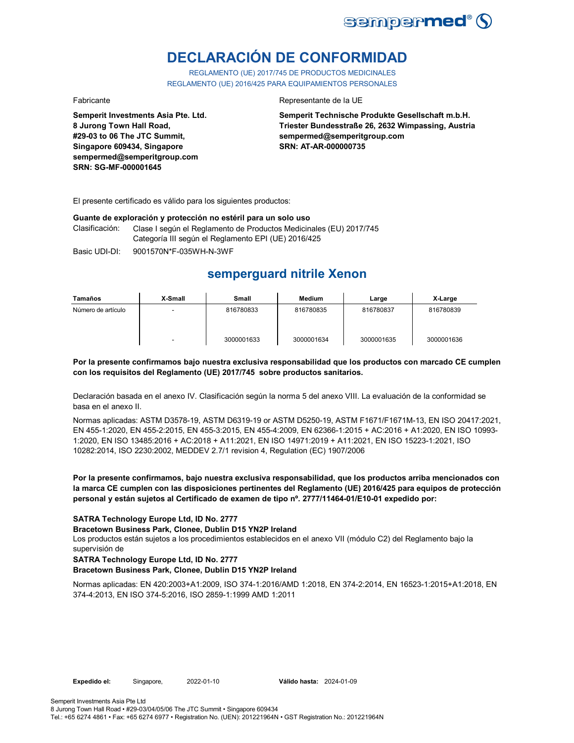# DECLARACIÓN DE CONFORMIDAD

REGLAMENTO (UE) 2017/745 DE PRODUCTOS MEDICINALES
REGLAMENTO (UE) 2016/425 PARA EQUIPAMIENTOS PERSONALES

Fabricante

**Semperit Investments Asia Pte. Ltd.**
**8 Jurong Town Hall Road,**
**#29-03 to 06 The JTC Summit,**
**Singapore 609434, Singapore**
**sempermed@semperitgroup.com**
**SRN: SG-MF-000001645**

Representante de la UE

**Semperit Technische Produkte Gesellschaft m.b.H.**
**Triester Bundesstraße 26, 2632 Wimpassing, Austria**
**sempermed@semperitgroup.com**
**SRN: AT-AR-000000735**

El presente certificado es válido para los siguientes productos:

**Guante de exploración y protección no estéril para un solo uso**

Clasificación: Clase I según el Reglamento de Productos Medicinales (EU) 2017/745
Categoría III según el Reglamento EPI (UE) 2016/425

Basic UDI-DI: 9001570N*F-035WH-N-3WF

## semperguard nitrile Xenon

| Tamaños | X-Small | Small | Medium | Large | X-Large |
|---|---|---|---|---|---|
| Número de artículo | - | 816780833 | 816780835 | 816780837 | 816780839 |
| | - | 3000001633 | 3000001634 | 3000001635 | 3000001636 |

**Por la presente confirmamos bajo nuestra exclusiva responsabilidad que los productos con marcado CE cumplen con los requisitos del Reglamento (UE) 2017/745 sobre productos sanitarios.**

Declaración basada en el anexo IV. Clasificación según la norma 5 del anexo VIII. La evaluación de la conformidad se basa en el anexo II.

Normas aplicadas: ASTM D3578-19, ASTM D6319-19 or ASTM D5250-19, ASTM F1671/F1671M-13, EN ISO 20417:2021, EN 455-1:2020, EN 455-2:2015, EN 455-3:2015, EN 455-4:2009, EN 62366-1:2015 + AC:2016 + A1:2020, EN ISO 10993-1:2020, EN ISO 13485:2016 + AC:2018 + A11:2021, EN ISO 14971:2019 + A11:2021, EN ISO 15223-1:2021, ISO 10282:2014, ISO 2230:2002, MEDDEV 2.7/1 revision 4, Regulation (EC) 1907/2006

**Por la presente confirmamos, bajo nuestra exclusiva responsabilidad, que los productos arriba mencionados con la marca CE cumplen con las disposiciones pertinentes del Reglamento (UE) 2016/425 para equipos de protección personal y están sujetos al Certificado de examen de tipo nº. 2777/11464-01/E10-01 expedido por:**

**SATRA Technology Europe Ltd, ID No. 2777**
**Bracetown Business Park, Clonee, Dublin D15 YN2P Ireland**
Los productos están sujetos a los procedimientos establecidos en el anexo VII (módulo C2) del Reglamento bajo la supervisión de
**SATRA Technology Europe Ltd, ID No. 2777**
**Bracetown Business Park, Clonee, Dublin D15 YN2P Ireland**

Normas aplicadas: EN 420:2003+A1:2009, ISO 374-1:2016/AMD 1:2018, EN 374-2:2014, EN 16523-1:2015+A1:2018, EN 374-4:2013, EN ISO 374-5:2016, ISO 2859-1:1999 AMD 1:2011

**Expedido el:** Singapore, 2022-01-10 **Válido hasta:** 2024-01-09

Semperit Investments Asia Pte Ltd
8 Jurong Town Hall Road • #29-03/04/05/06 The JTC Summit • Singapore 609434
Tel.: +65 6274 4861 • Fax: +65 6274 6977 • Registration No. (UEN): 201221964N • GST Registration No.: 201221964N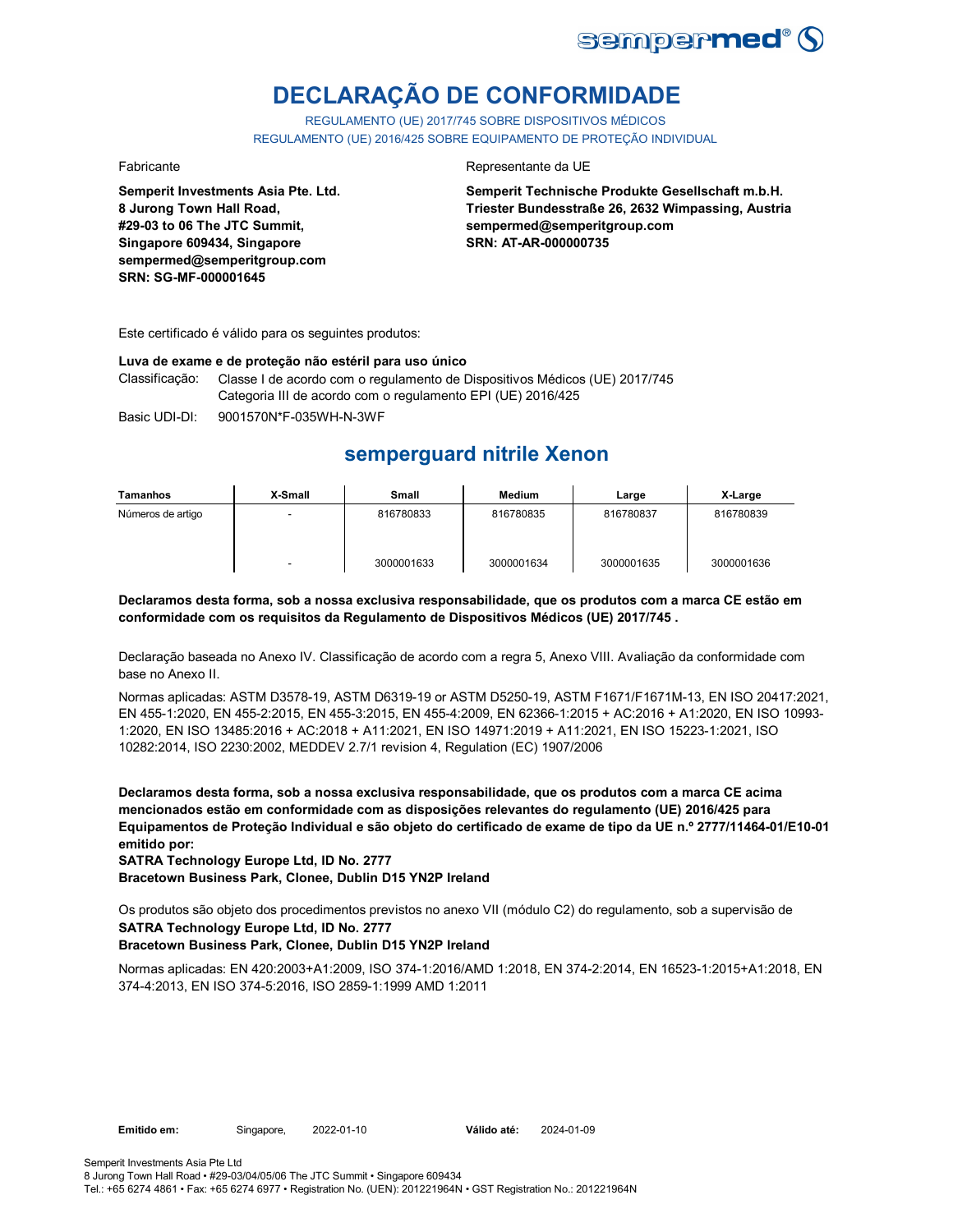# DECLARAÇÃO DE CONFORMIDADE

REGULAMENTO (UE) 2017/745 SOBRE DISPOSITIVOS MÉDICOS
REGULAMENTO (UE) 2016/425 SOBRE EQUIPAMENTO DE PROTEÇÃO INDIVIDUAL

Fabricante

**Semperit Investments Asia Pte. Ltd.**
**8 Jurong Town Hall Road,**
**#29-03 to 06 The JTC Summit,**
**Singapore 609434, Singapore**
**sempermed@semperitgroup.com**
**SRN: SG-MF-000001645**

Representante da UE

**Semperit Technische Produkte Gesellschaft m.b.H.**
**Triester Bundesstraße 26, 2632 Wimpassing, Austria**
**sempermed@semperitgroup.com**
**SRN: AT-AR-000000735**

Este certificado é válido para os seguintes produtos:

**Luva de exame e de proteção não estéril para uso único**

Classificação: Classe I de acordo com o regulamento de Dispositivos Médicos (UE) 2017/745
Categoria III de acordo com o regulamento EPI (UE) 2016/425

Basic UDI-DI: 9001570N*F-035WH-N-3WF

## semperguard nitrile Xenon

| Tamanhos | X-Small | Small | Medium | Large | X-Large |
|---|---|---|---|---|---|
| Números de artigo | - | 816780833 | 816780835 | 816780837 | 816780839 |
| | - | 3000001633 | 3000001634 | 3000001635 | 3000001636 |

**Declaramos desta forma, sob a nossa exclusiva responsabilidade, que os produtos com a marca CE estão em conformidade com os requisitos da Regulamento de Dispositivos Médicos (UE) 2017/745 .**

Declaração baseada no Anexo IV. Classificação de acordo com a regra 5, Anexo VIII. Avaliação da conformidade com base no Anexo II.

Normas aplicadas: ASTM D3578-19, ASTM D6319-19 or ASTM D5250-19, ASTM F1671/F1671M-13, EN ISO 20417:2021, EN 455-1:2020, EN 455-2:2015, EN 455-3:2015, EN 455-4:2009, EN 62366-1:2015 + AC:2016 + A1:2020, EN ISO 10993-1:2020, EN ISO 13485:2016 + AC:2018 + A11:2021, EN ISO 14971:2019 + A11:2021, EN ISO 15223-1:2021, ISO 10282:2014, ISO 2230:2002, MEDDEV 2.7/1 revision 4, Regulation (EC) 1907/2006

**Declaramos desta forma, sob a nossa exclusiva responsabilidade, que os produtos com a marca CE acima mencionados estão em conformidade com as disposições relevantes do regulamento (UE) 2016/425 para Equipamentos de Proteção Individual e são objeto do certificado de exame de tipo da UE n.º 2777/11464-01/E10-01 emitido por:**
**SATRA Technology Europe Ltd, ID No. 2777**
**Bracetown Business Park, Clonee, Dublin D15 YN2P Ireland**

Os produtos são objeto dos procedimentos previstos no anexo VII (módulo C2) do regulamento, sob a supervisão de
**SATRA Technology Europe Ltd, ID No. 2777**
**Bracetown Business Park, Clonee, Dublin D15 YN2P Ireland**

Normas aplicadas: EN 420:2003+A1:2009, ISO 374-1:2016/AMD 1:2018, EN 374-2:2014, EN 16523-1:2015+A1:2018, EN 374-4:2013, EN ISO 374-5:2016, ISO 2859-1:1999 AMD 1:2011

**Emitido em:** Singapore, 2022-01-10 **Válido até:** 2024-01-09

Semperit Investments Asia Pte Ltd
8 Jurong Town Hall Road • #29-03/04/05/06 The JTC Summit • Singapore 609434
Tel.: +65 6274 4861 • Fax: +65 6274 6977 • Registration No. (UEN): 201221964N • GST Registration No.: 201221964N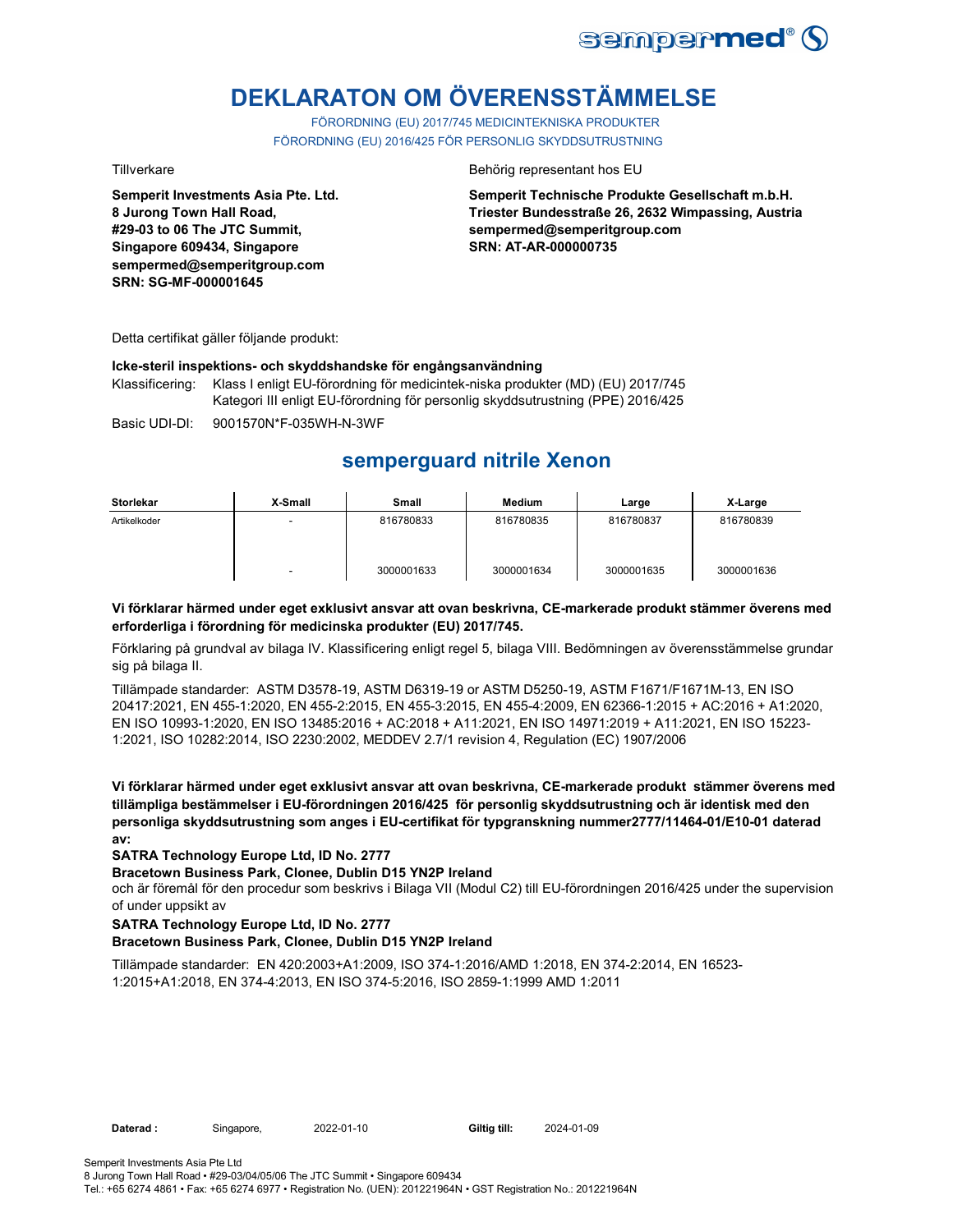# DEKLARATON OM ÖVERENSSTÄMMELSE

FÖRORDNING (EU) 2017/745 MEDICINTEKNISKA PRODUKTER
FÖRORDNING (EU) 2016/425 FÖR PERSONLIG SKYDDSUTRUSTNING

Tillverkare

**Semperit Investments Asia Pte. Ltd.**
**8 Jurong Town Hall Road,**
**#29-03 to 06 The JTC Summit,**
**Singapore 609434, Singapore**
**sempermed@semperitgroup.com**
**SRN: SG-MF-000001645**

Behörig representant hos EU

**Semperit Technische Produkte Gesellschaft m.b.H.**
**Triester Bundesstraße 26, 2632 Wimpassing, Austria**
**sempermed@semperitgroup.com**
**SRN: AT-AR-000000735**

Detta certifikat gäller följande produkt:

**Icke-steril inspektions- och skyddshandske för engångsanvändning**

Klassificering: Klass I enligt EU-förordning för medicintek-niska produkter (MD) (EU) 2017/745
Kategori III enligt EU-förordning för personlig skyddsutrustning (PPE) 2016/425

Basic UDI-DI: 9001570N*F-035WH-N-3WF

## semperguard nitrile Xenon

| Storlekar | X-Small | Small | Medium | Large | X-Large |
|---|---|---|---|---|---|
| Artikelkoder | - | 816780833 | 816780835 | 816780837 | 816780839 |
| | - | 3000001633 | 3000001634 | 3000001635 | 3000001636 |

**Vi förklarar härmed under eget exklusivt ansvar att ovan beskrivna, CE-markerade produkt stämmer överens med erforderliga i förordning för medicinska produkter (EU) 2017/745.**

Förklaring på grundval av bilaga IV. Klassificering enligt regel 5, bilaga VIII. Bedömningen av överensstämmelse grundar sig på bilaga II.

Tillämpade standarder: ASTM D3578-19, ASTM D6319-19 or ASTM D5250-19, ASTM F1671/F1671M-13, EN ISO 20417:2021, EN 455-1:2020, EN 455-2:2015, EN 455-3:2015, EN 455-4:2009, EN 62366-1:2015 + AC:2016 + A1:2020, EN ISO 10993-1:2020, EN ISO 13485:2016 + AC:2018 + A11:2021, EN ISO 14971:2019 + A11:2021, EN ISO 15223-1:2021, ISO 10282:2014, ISO 2230:2002, MEDDEV 2.7/1 revision 4, Regulation (EC) 1907/2006

**Vi förklarar härmed under eget exklusivt ansvar att ovan beskrivna, CE-markerade produkt stämmer överens med tillämpliga bestämmelser i EU-förordningen 2016/425 för personlig skyddsutrustning och är identisk med den personliga skyddsutrustning som anges i EU-certifikat för typgranskning nummer2777/11464-01/E10-01 daterad av:**

**SATRA Technology Europe Ltd, ID No. 2777**
**Bracetown Business Park, Clonee, Dublin D15 YN2P Ireland**

och är föremål för den procedur som beskrivs i Bilaga VII (Modul C2) till EU-förordningen 2016/425 under the supervision of under uppsikt av

**SATRA Technology Europe Ltd, ID No. 2777**
**Bracetown Business Park, Clonee, Dublin D15 YN2P Ireland**

Tillämpade standarder: EN 420:2003+A1:2009, ISO 374-1:2016/AMD 1:2018, EN 374-2:2014, EN 16523-1:2015+A1:2018, EN 374-4:2013, EN ISO 374-5:2016, ISO 2859-1:1999 AMD 1:2011

**Daterad :** Singapore, 2022-01-10 **Giltig till:** 2024-01-09

Semperit Investments Asia Pte Ltd
8 Jurong Town Hall Road • #29-03/04/05/06 The JTC Summit • Singapore 609434
Tel.: +65 6274 4861 • Fax: +65 6274 6977 • Registration No. (UEN): 201221964N • GST Registration No.: 201221964N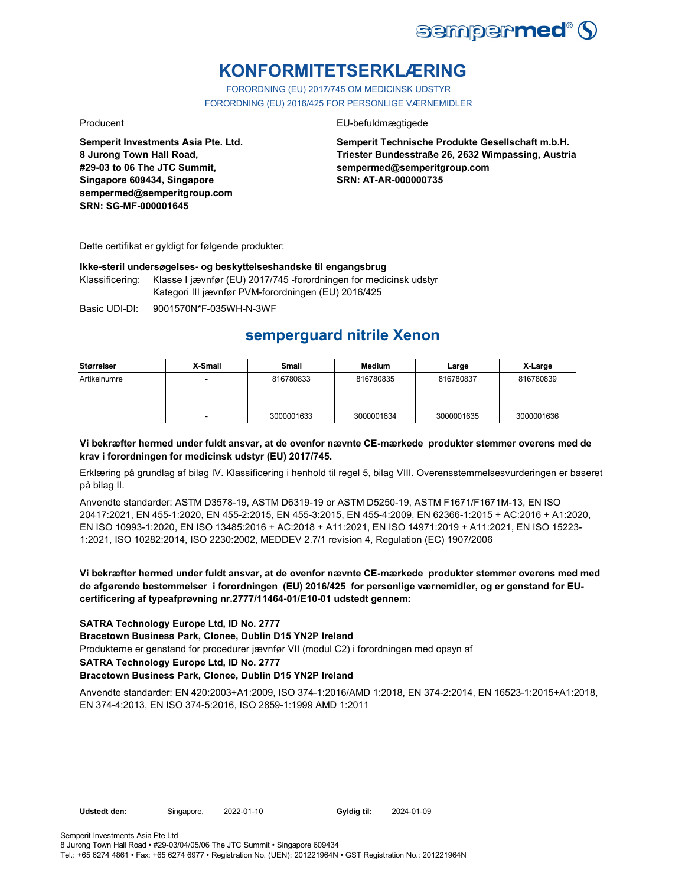# KONFORMITETSERKLÆRING

FORORDNING (EU) 2017/745 OM MEDICINSK UDSTYR
FORORDNING (EU) 2016/425 FOR PERSONLIGE VÆRNEMIDLER

Producent

**Semperit Investments Asia Pte. Ltd.**
**8 Jurong Town Hall Road,**
**#29-03 to 06 The JTC Summit,**
**Singapore 609434, Singapore**
**sempermed@semperitgroup.com**
**SRN: SG-MF-000001645**

EU-befuldmægtigede

**Semperit Technische Produkte Gesellschaft m.b.H.**
**Triester Bundesstraße 26, 2632 Wimpassing, Austria**
**sempermed@semperitgroup.com**
**SRN: AT-AR-000000735**

Dette certifikat er gyldigt for følgende produkter:

**Ikke-steril undersøgelses- og beskyttelseshandske til engangsbrug**

Klassificering: Klasse I jævnfør (EU) 2017/745 -forordningen for medicinsk udstyr
Kategori III jævnfør PVM-forordningen (EU) 2016/425

Basic UDI-DI: 9001570N*F-035WH-N-3WF

## semperguard nitrile Xenon

| Størrelser | X-Small | Small | Medium | Large | X-Large |
|---|---|---|---|---|---|
| Artikelnumre | - | 816780833 | 816780835 | 816780837 | 816780839 |
| | - | 3000001633 | 3000001634 | 3000001635 | 3000001636 |

**Vi bekræfter hermed under fuldt ansvar, at de ovenfor nævnte CE-mærkede produkter stemmer overens med de krav i forordningen for medicinsk udstyr (EU) 2017/745.**

Erklæring på grundlag af bilag IV. Klassificering i henhold til regel 5, bilag VIII. Overensstemmelsesvurderingen er baseret på bilag II.

Anvendte standarder: ASTM D3578-19, ASTM D6319-19 or ASTM D5250-19, ASTM F1671/F1671M-13, EN ISO 20417:2021, EN 455-1:2020, EN 455-2:2015, EN 455-3:2015, EN 455-4:2009, EN 62366-1:2015 + AC:2016 + A1:2020, EN ISO 10993-1:2020, EN ISO 13485:2016 + AC:2018 + A11:2021, EN ISO 14971:2019 + A11:2021, EN ISO 15223-1:2021, ISO 10282:2014, ISO 2230:2002, MEDDEV 2.7/1 revision 4, Regulation (EC) 1907/2006

**Vi bekræfter hermed under fuldt ansvar, at de ovenfor nævnte CE-mærkede produkter stemmer overens med med de afgørende bestemmelser i forordningen (EU) 2016/425 for personlige værnemidler, og er genstand for EU-certificering af typeafprøvning nr.2777/11464-01/E10-01 udstedt gennem:**

**SATRA Technology Europe Ltd, ID No. 2777**
**Bracetown Business Park, Clonee, Dublin D15 YN2P Ireland**
Produkterne er genstand for procedurer jævnfør VII (modul C2) i forordningen med opsyn af
**SATRA Technology Europe Ltd, ID No. 2777**
**Bracetown Business Park, Clonee, Dublin D15 YN2P Ireland**

Anvendte standarder: EN 420:2003+A1:2009, ISO 374-1:2016/AMD 1:2018, EN 374-2:2014, EN 16523-1:2015+A1:2018, EN 374-4:2013, EN ISO 374-5:2016, ISO 2859-1:1999 AMD 1:2011

**Udstedt den:** Singapore, 2022-01-10 **Gyldig til:** 2024-01-09

Semperit Investments Asia Pte Ltd
8 Jurong Town Hall Road • #29-03/04/05/06 The JTC Summit • Singapore 609434
Tel.: +65 6274 4861 • Fax: +65 6274 6977 • Registration No. (UEN): 201221964N • GST Registration No.: 201221964N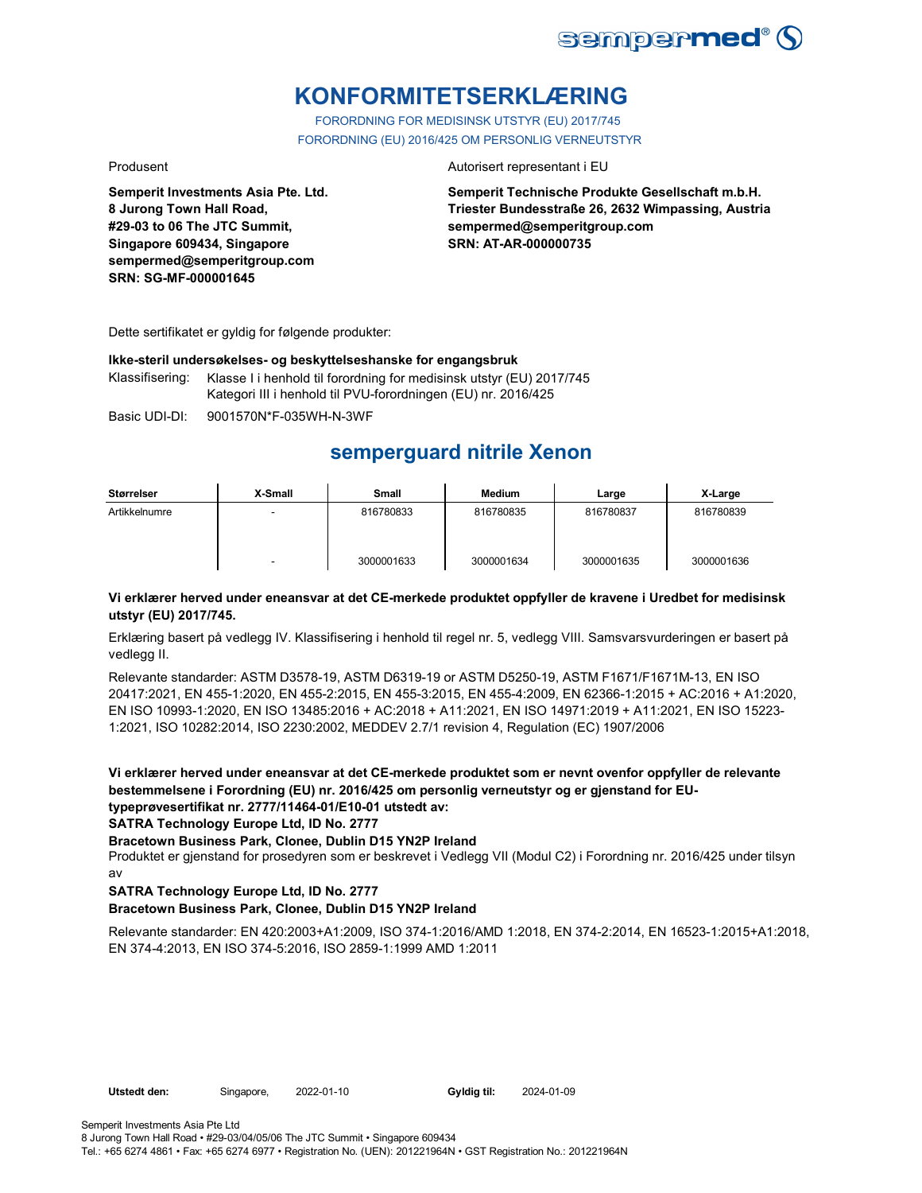# KONFORMITETSERKLÆRING

FORORDNING FOR MEDISINSK UTSTYR (EU) 2017/745
FORORDNING (EU) 2016/425 OM PERSONLIG VERNEUTSTYR

Produsent

**Semperit Investments Asia Pte. Ltd.**
**8 Jurong Town Hall Road,**
**#29-03 to 06 The JTC Summit,**
**Singapore 609434, Singapore**
**sempermed@semperitgroup.com**
**SRN: SG-MF-000001645**

Autorisert representant i EU

**Semperit Technische Produkte Gesellschaft m.b.H.**
**Triester Bundesstraße 26, 2632 Wimpassing, Austria**
**sempermed@semperitgroup.com**
**SRN: AT-AR-000000735**

Dette sertifikatet er gyldig for følgende produkter:

**Ikke-steril undersøkelses- og beskyttelseshanske for engangsbruk**

Klassifisering: Klasse I i henhold til forordning for medisinsk utstyr (EU) 2017/745
Kategori III i henhold til PVU-forordningen (EU) nr. 2016/425

Basic UDI-DI: 9001570N*F-035WH-N-3WF

## semperguard nitrile Xenon

| Størrelser | X-Small | Small | Medium | Large | X-Large |
|---|---|---|---|---|---|
| Artikkelnumre | - | 816780833 | 816780835 | 816780837 | 816780839 |
| | - | 3000001633 | 3000001634 | 3000001635 | 3000001636 |

**Vi erklærer herved under eneansvar at det CE-merkede produktet oppfyller de kravene i Uredbet for medisinsk utstyr (EU) 2017/745.**

Erklæring basert på vedlegg IV. Klassifisering i henhold til regel nr. 5, vedlegg VIII. Samsvarsvurderingen er basert på vedlegg II.

Relevante standarder: ASTM D3578-19, ASTM D6319-19 or ASTM D5250-19, ASTM F1671/F1671M-13, EN ISO 20417:2021, EN 455-1:2020, EN 455-2:2015, EN 455-3:2015, EN 455-4:2009, EN 62366-1:2015 + AC:2016 + A1:2020, EN ISO 10993-1:2020, EN ISO 13485:2016 + AC:2018 + A11:2021, EN ISO 14971:2019 + A11:2021, EN ISO 15223-1:2021, ISO 10282:2014, ISO 2230:2002, MEDDEV 2.7/1 revision 4, Regulation (EC) 1907/2006

**Vi erklærer herved under eneansvar at det CE-merkede produktet som er nevnt ovenfor oppfyller de relevante bestemmelsene i Forordning (EU) nr. 2016/425 om personlig verneutstyr og er gjenstand for EU-typeprøvesertifikat nr. 2777/11464-01/E10-01 utstedt av:**
**SATRA Technology Europe Ltd, ID No. 2777**
**Bracetown Business Park, Clonee, Dublin D15 YN2P Ireland**

Produktet er gjenstand for prosedyren som er beskrevet i Vedlegg VII (Modul C2) i Forordning nr. 2016/425 under tilsyn av

**SATRA Technology Europe Ltd, ID No. 2777**
**Bracetown Business Park, Clonee, Dublin D15 YN2P Ireland**

Relevante standarder: EN 420:2003+A1:2009, ISO 374-1:2016/AMD 1:2018, EN 374-2:2014, EN 16523-1:2015+A1:2018, EN 374-4:2013, EN ISO 374-5:2016, ISO 2859-1:1999 AMD 1:2011

**Utstedt den:** Singapore, 2022-01-10 **Gyldig til:** 2024-01-09

Semperit Investments Asia Pte Ltd
8 Jurong Town Hall Road • #29-03/04/05/06 The JTC Summit • Singapore 609434
Tel.: +65 6274 4861 • Fax: +65 6274 6977 • Registration No. (UEN): 201221964N • GST Registration No.: 201221964N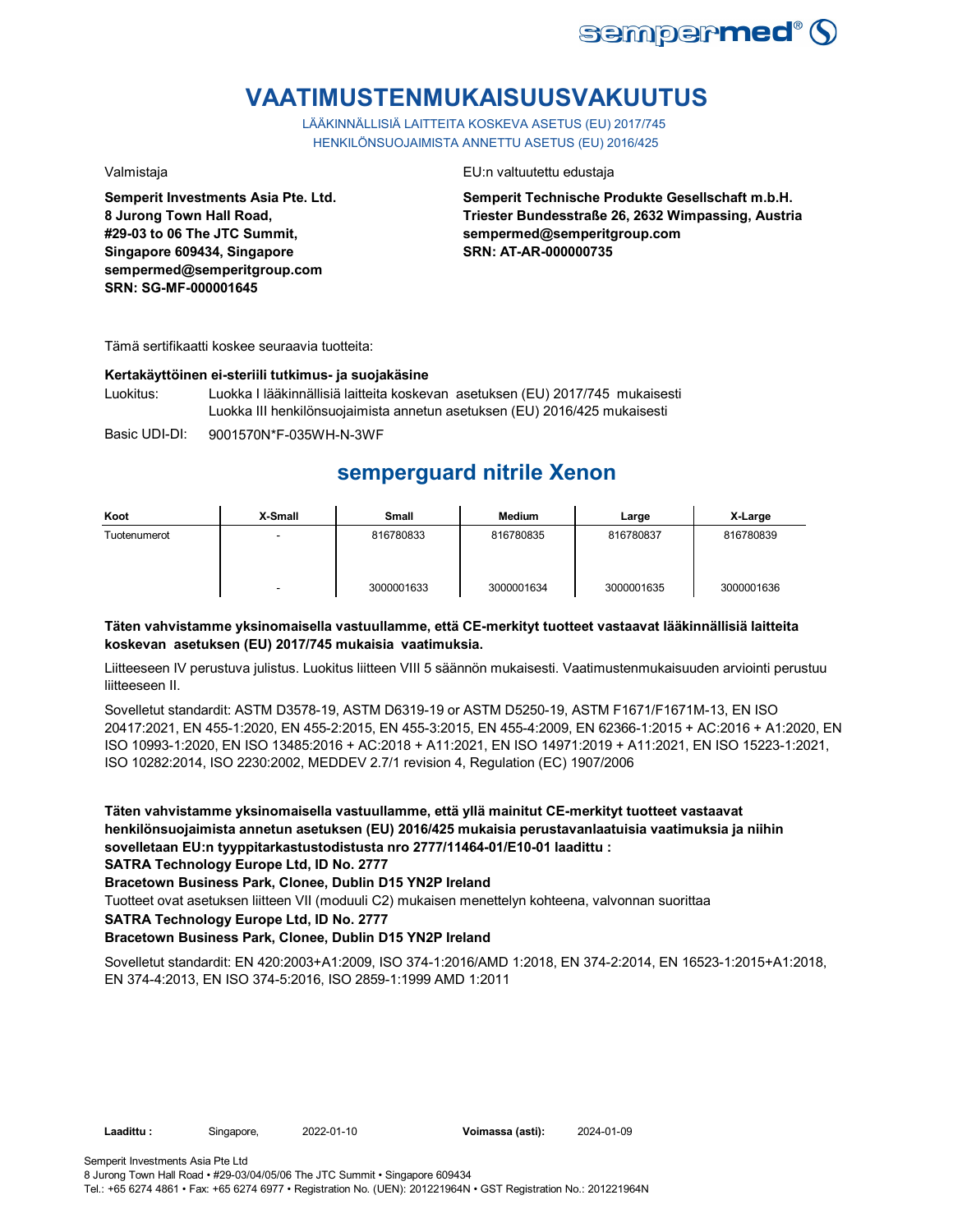# VAATIMUSTENMUKAISUUSVAKUUTUS

LÄÄKINNÄLLISIÄ LAITTEITA KOSKEVA ASETUS (EU) 2017/745
HENKILÖNSUOJAIMISTA ANNETTU ASETUS (EU) 2016/425

Valmistaja

**Semperit Investments Asia Pte. Ltd.**
**8 Jurong Town Hall Road,**
**#29-03 to 06 The JTC Summit,**
**Singapore 609434, Singapore**
**sempermed@semperitgroup.com**
**SRN: SG-MF-000001645**

EU:n valtuutettu edustaja

**Semperit Technische Produkte Gesellschaft m.b.H.**
**Triester Bundesstraße 26, 2632 Wimpassing, Austria**
**sempermed@semperitgroup.com**
**SRN: AT-AR-000000735**

Tämä sertifikaatti koskee seuraavia tuotteita:

**Kertakäyttöinen ei-steriili tutkimus- ja suojakäsine**

Luokitus: Luokka I lääkinnällisiä laitteita koskevan asetuksen (EU) 2017/745 mukaisesti
Luokka III henkilönsuojaimista annetun asetuksen (EU) 2016/425 mukaisesti

Basic UDI-DI: 9001570N*F-035WH-N-3WF

## semperguard nitrile Xenon

| Koot | X-Small | Small | Medium | Large | X-Large |
|---|---|---|---|---|---|
| Tuotenumerot | - | 816780833 | 816780835 | 816780837 | 816780839 |
| | - | 3000001633 | 3000001634 | 3000001635 | 3000001636 |

**Täten vahvistamme yksinomaisella vastuullamme, että CE-merkityt tuotteet vastaavat lääkinnällisiä laitteita koskevan asetuksen (EU) 2017/745 mukaisia vaatimuksia.**

Liitteeseen IV perustuva julistus. Luokitus liitteen VIII 5 säännön mukaisesti. Vaatimustenmukaisuuden arviointi perustuu liitteeseen II.

Sovelletut standardit: ASTM D3578-19, ASTM D6319-19 or ASTM D5250-19, ASTM F1671/F1671M-13, EN ISO 20417:2021, EN 455-1:2020, EN 455-2:2015, EN 455-3:2015, EN 455-4:2009, EN 62366-1:2015 + AC:2016 + A1:2020, EN ISO 10993-1:2020, EN ISO 13485:2016 + AC:2018 + A11:2021, EN ISO 14971:2019 + A11:2021, EN ISO 15223-1:2021, ISO 10282:2014, ISO 2230:2002, MEDDEV 2.7/1 revision 4, Regulation (EC) 1907/2006

**Täten vahvistamme yksinomaisella vastuullamme, että yllä mainitut CE-merkityt tuotteet vastaavat henkilönsuojaimista annetun asetuksen (EU) 2016/425 mukaisia perustavanlaatuisia vaatimuksia ja niihin sovelletaan EU:n tyyppitarkastustodistusta nro 2777/11464-01/E10-01 laadittu :**
**SATRA Technology Europe Ltd, ID No. 2777**
**Bracetown Business Park, Clonee, Dublin D15 YN2P Ireland**

Tuotteet ovat asetuksen liitteen VII (moduuli C2) mukaisen menettelyn kohteena, valvonnan suorittaa

**SATRA Technology Europe Ltd, ID No. 2777**
**Bracetown Business Park, Clonee, Dublin D15 YN2P Ireland**

Sovelletut standardit: EN 420:2003+A1:2009, ISO 374-1:2016/AMD 1:2018, EN 374-2:2014, EN 16523-1:2015+A1:2018, EN 374-4:2013, EN ISO 374-5:2016, ISO 2859-1:1999 AMD 1:2011

**Laadittu :** Singapore, 2022-01-10 **Voimassa (asti):** 2024-01-09

Semperit Investments Asia Pte Ltd
8 Jurong Town Hall Road • #29-03/04/05/06 The JTC Summit • Singapore 609434
Tel.: +65 6274 4861 • Fax: +65 6274 6977 • Registration No. (UEN): 201221964N • GST Registration No.: 201221964N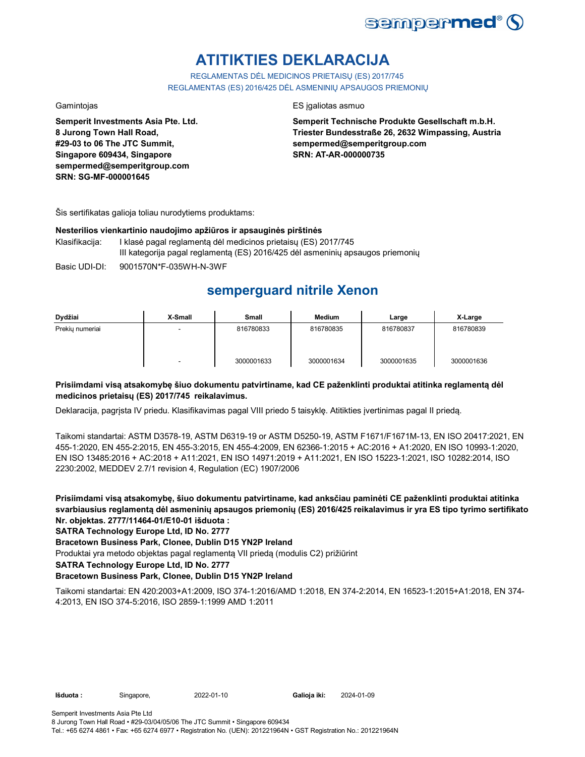# ATITIKTIES DEKLARACIJA

REGLAMENTAS DĖL MEDICINOS PRIETAISŲ (ES) 2017/745
REGLAMENTAS (ES) 2016/425 DĖL ASMENINIŲ APSAUGOS PRIEMONIŲ

Gamintojas

**Semperit Investments Asia Pte. Ltd.**
**8 Jurong Town Hall Road,**
**#29-03 to 06 The JTC Summit,**
**Singapore 609434, Singapore**
**sempermed@semperitgroup.com**
**SRN: SG-MF-000001645**

ES įgaliotas asmuo

**Semperit Technische Produkte Gesellschaft m.b.H.**
**Triester Bundesstraße 26, 2632 Wimpassing, Austria**
**sempermed@semperitgroup.com**
**SRN: AT-AR-000000735**

Šis sertifikatas galioja toliau nurodytiems produktams:

**Nesterilios vienkartinio naudojimo apžiūros ir apsauginės pirštinės**

Klasifikacija: I klasė pagal reglamentą dėl medicinos prietaisų (ES) 2017/745
III kategorija pagal reglamentą (ES) 2016/425 dėl asmeninių apsaugos priemonių

Basic UDI-DI: 9001570N*F-035WH-N-3WF

## semperguard nitrile Xenon

| Dydžiai | X-Small | Small | Medium | Large | X-Large |
|---|---|---|---|---|---|
| Prekių numeriai | - | 816780833 | 816780835 | 816780837 | 816780839 |
| | - | 3000001633 | 3000001634 | 3000001635 | 3000001636 |

**Prisiimdami visą atsakomybę šiuo dokumentu patvirtiname, kad CE paženklinti produktai atitinka reglamentą dėl medicinos prietaisų (ES) 2017/745 reikalavimus.**

Deklaracija, pagrįsta IV priedu. Klasifikavimas pagal VIII priedo 5 taisyklę. Atitikties įvertinimas pagal II priedą.

Taikomi standartai: ASTM D3578-19, ASTM D6319-19 or ASTM D5250-19, ASTM F1671/F1671M-13, EN ISO 20417:2021, EN 455-1:2020, EN 455-2:2015, EN 455-3:2015, EN 455-4:2009, EN 62366-1:2015 + AC:2016 + A1:2020, EN ISO 10993-1:2020, EN ISO 13485:2016 + AC:2018 + A11:2021, EN ISO 14971:2019 + A11:2021, EN ISO 15223-1:2021, ISO 10282:2014, ISO 2230:2002, MEDDEV 2.7/1 revision 4, Regulation (EC) 1907/2006

**Prisiimdami visą atsakomybę, šiuo dokumentu patvirtiname, kad anksčiau paminėti CE paženklinti produktai atitinka svarbiausius reglamentą dėl asmeninių apsaugos priemonių (ES) 2016/425 reikalavimus ir yra ES tipo tyrimo sertifikato Nr. objektas. 2777/11464-01/E10-01 išduota :**

**SATRA Technology Europe Ltd, ID No. 2777**

**Bracetown Business Park, Clonee, Dublin D15 YN2P Ireland**

Produktai yra metodo objektas pagal reglamentą VII priedą (modulis C2) prižiūrint

**SATRA Technology Europe Ltd, ID No. 2777**

**Bracetown Business Park, Clonee, Dublin D15 YN2P Ireland**

Taikomi standartai: EN 420:2003+A1:2009, ISO 374-1:2016/AMD 1:2018, EN 374-2:2014, EN 16523-1:2015+A1:2018, EN 374-4:2013, EN ISO 374-5:2016, ISO 2859-1:1999 AMD 1:2011

**Išduota :** Singapore, 2022-01-10 **Galioja iki:** 2024-01-09

Semperit Investments Asia Pte Ltd
8 Jurong Town Hall Road • #29-03/04/05/06 The JTC Summit • Singapore 609434
Tel.: +65 6274 4861 • Fax: +65 6274 6977 • Registration No. (UEN): 201221964N • GST Registration No.: 201221964N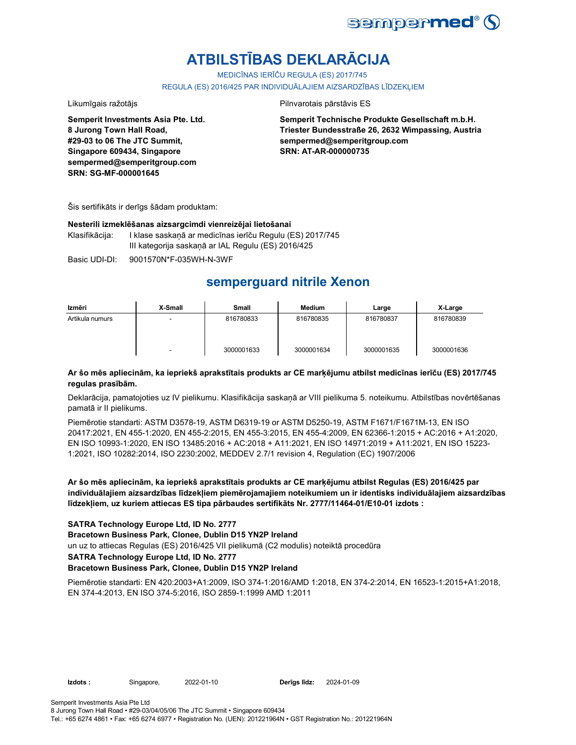# ATBILSTĪBAS DEKLARĀCIJA

MEDICĪNAS IERĪČU REGULA (ES) 2017/745

REGULA (ES) 2016/425 PAR INDIVIDUĀLAJIEM AIZSARDZĪBAS LĪDZEKĻIEM

Likumīgais ražotājs

**Semperit Investments Asia Pte. Ltd.**
**8 Jurong Town Hall Road,**
**#29-03 to 06 The JTC Summit,**
**Singapore 609434, Singapore**
**sempermed@semperitgroup.com**
**SRN: SG-MF-000001645**

Pilnvarotais pārstāvis ES

**Semperit Technische Produkte Gesellschaft m.b.H.**
**Triester Bundesstraße 26, 2632 Wimpassing, Austria**
**sempermed@semperitgroup.com**
**SRN: AT-AR-000000735**

Šis sertifikāts ir derīgs šādam produktam:

**Nesterili izmeklēšanas aizsargcimdi vienreizējai lietošanai**

Klasifikācija: I klase saskaņā ar medicīnas ierīču Regulu (ES) 2017/745
III kategorija saskaņā ar IAL Regulu (ES) 2016/425

Basic UDI-DI: 9001570N*F-035WH-N-3WF

## semperguard nitrile Xenon

| Izmēri | X-Small | Small | Medium | Large | X-Large |
|---|---|---|---|---|---|
| Artikula numurs | - | 816780833 | 816780835 | 816780837 | 816780839 |
| | - | 3000001633 | 3000001634 | 3000001635 | 3000001636 |

**Ar šo mēs apliecinām, ka iepriekš aprakstītais produkts ar CE marķējumu atbilst medicīnas ierīču (ES) 2017/745 regulas prasībām.**

Deklarācija, pamatojoties uz IV pielikumu. Klasifikācija saskaņā ar VIII pielikuma 5. noteikumu. Atbilstības novērtēšanas pamatā ir II pielikums.

Piemērotie standarti: ASTM D3578-19, ASTM D6319-19 or ASTM D5250-19, ASTM F1671/F1671M-13, EN ISO 20417:2021, EN 455-1:2020, EN 455-2:2015, EN 455-3:2015, EN 455-4:2009, EN 62366-1:2015 + AC:2016 + A1:2020, EN ISO 10993-1:2020, EN ISO 13485:2016 + AC:2018 + A11:2021, EN ISO 14971:2019 + A11:2021, EN ISO 15223-1:2021, ISO 10282:2014, ISO 2230:2002, MEDDEV 2.7/1 revision 4, Regulation (EC) 1907/2006

**Ar šo mēs apliecinām, ka iepriekš aprakstītais produkts ar CE marķējumu atbilst Regulas (ES) 2016/425 par individuālajiem aizsardzības līdzekļiem piemērojamajiem noteikumiem un ir identisks individuālajiem aizsardzības līdzekļiem, uz kuriem attiecas ES tipa pārbaudes sertifikāts Nr. 2777/11464-01/E10-01 izdots :**

**SATRA Technology Europe Ltd, ID No. 2777**
**Bracetown Business Park, Clonee, Dublin D15 YN2P Ireland**
un uz to attiecas Regulas (ES) 2016/425 VII pielikumā (C2 modulis) noteiktā procedūra
**SATRA Technology Europe Ltd, ID No. 2777**
**Bracetown Business Park, Clonee, Dublin D15 YN2P Ireland**

Piemērotie standarti: EN 420:2003+A1:2009, ISO 374-1:2016/AMD 1:2018, EN 374-2:2014, EN 16523-1:2015+A1:2018, EN 374-4:2013, EN ISO 374-5:2016, ISO 2859-1:1999 AMD 1:2011

**Izdots :** Singapore, 2022-01-10 **Derīgs līdz:** 2024-01-09

Semperit Investments Asia Pte Ltd
8 Jurong Town Hall Road • #29-03/04/05/06 The JTC Summit • Singapore 609434
Tel.: +65 6274 4861 • Fax: +65 6274 6977 • Registration No. (UEN): 201221964N • GST Registration No.: 201221964N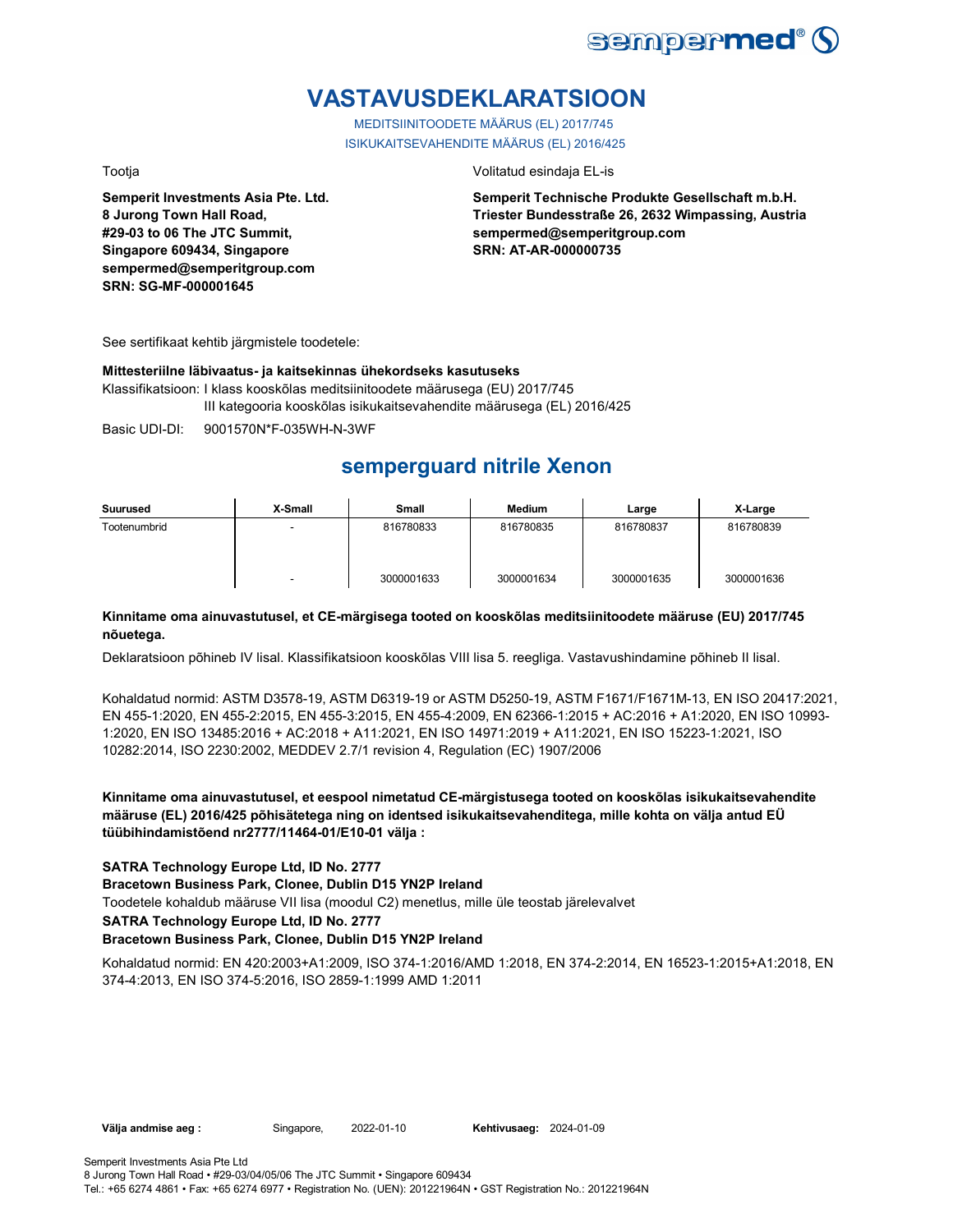# VASTAVUSDEKLARATSIOON

MEDITSIINITOODETE MÄÄRUS (EL) 2017/745
ISIKUKAITSEVAHENDITE MÄÄRUS (EL) 2016/425

Tootja

**Semperit Investments Asia Pte. Ltd.**
**8 Jurong Town Hall Road,**
**#29-03 to 06 The JTC Summit,**
**Singapore 609434, Singapore**
**sempermed@semperitgroup.com**
**SRN: SG-MF-000001645**

Volitatud esindaja EL-is

**Semperit Technische Produkte Gesellschaft m.b.H.**
**Triester Bundesstraße 26, 2632 Wimpassing, Austria**
**sempermed@semperitgroup.com**
**SRN: AT-AR-000000735**

See sertifikaat kehtib järgmistele toodetele:

**Mittesteriilne läbivaatus- ja kaitsekinnas ühekordseks kasutuseks**

Klassifikatsioon: I klass kooskõlas meditsiinitoodete määrusega (EU) 2017/745
III kategooria kooskõlas isikukaitsevahendite määrusega (EL) 2016/425

Basic UDI-DI: 9001570N*F-035WH-N-3WF

## semperguard nitrile Xenon

| Suurused | X-Small | Small | Medium | Large | X-Large |
|---|---|---|---|---|---|
| Tootenumbrid | - | 816780833 | 816780835 | 816780837 | 816780839 |
| | - | 3000001633 | 3000001634 | 3000001635 | 3000001636 |

**Kinnitame oma ainuvastutusel, et CE-märgisega tooted on kooskõlas meditsiinitoodete määruse (EU) 2017/745 nõuetega.**

Deklaratsioon põhineb IV lisal. Klassifikatsioon kooskõlas VIII lisa 5. reegliga. Vastavushindamine põhineb II lisal.

Kohaldatud normid: ASTM D3578-19, ASTM D6319-19 or ASTM D5250-19, ASTM F1671/F1671M-13, EN ISO 20417:2021, EN 455-1:2020, EN 455-2:2015, EN 455-3:2015, EN 455-4:2009, EN 62366-1:2015 + AC:2016 + A1:2020, EN ISO 10993-1:2020, EN ISO 13485:2016 + AC:2018 + A11:2021, EN ISO 14971:2019 + A11:2021, EN ISO 15223-1:2021, ISO 10282:2014, ISO 2230:2002, MEDDEV 2.7/1 revision 4, Regulation (EC) 1907/2006

**Kinnitame oma ainuvastutusel, et eespool nimetatud CE-märgistusega tooted on kooskõlas isikukaitsevahendite määruse (EL) 2016/425 põhisätetega ning on identsed isikukaitsevahenditega, mille kohta on välja antud EÜ tüübihindamistõend nr2777/11464-01/E10-01 välja :**

**SATRA Technology Europe Ltd, ID No. 2777**
**Bracetown Business Park, Clonee, Dublin D15 YN2P Ireland**
Toodetele kohaldub määruse VII lisa (moodul C2) menetlus, mille üle teostab järelevalvet
**SATRA Technology Europe Ltd, ID No. 2777**
**Bracetown Business Park, Clonee, Dublin D15 YN2P Ireland**

Kohaldatud normid: EN 420:2003+A1:2009, ISO 374-1:2016/AMD 1:2018, EN 374-2:2014, EN 16523-1:2015+A1:2018, EN 374-4:2013, EN ISO 374-5:2016, ISO 2859-1:1999 AMD 1:2011

**Välja andmise aeg :** Singapore, 2022-01-10 **Kehtivusaeg:** 2024-01-09

Semperit Investments Asia Pte Ltd
8 Jurong Town Hall Road • #29-03/04/05/06 The JTC Summit • Singapore 609434
Tel.: +65 6274 4861 • Fax: +65 6274 6977 • Registration No. (UEN): 201221964N • GST Registration No.: 201221964N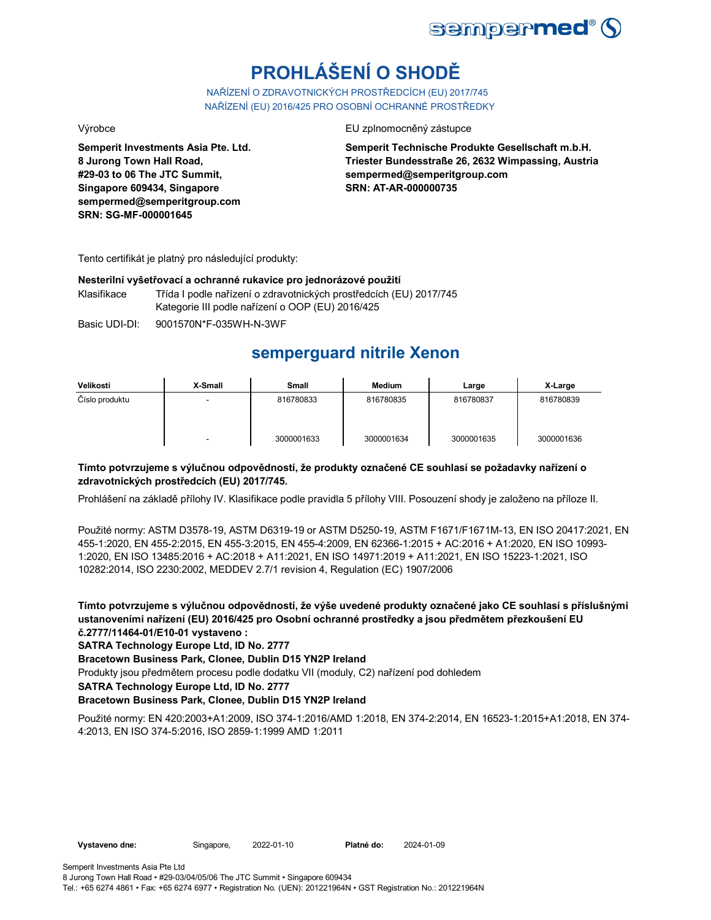# PROHLÁŠENÍ O SHODĚ

NAŘÍZENÍ O ZDRAVOTNICKÝCH PROSTŘEDCÍCH (EU) 2017/745
NAŘÍZENÍ (EU) 2016/425 PRO OSOBNÍ OCHRANNÉ PROSTŘEDKY

Výrobce

**Semperit Investments Asia Pte. Ltd.**
**8 Jurong Town Hall Road,**
**#29-03 to 06 The JTC Summit,**
**Singapore 609434, Singapore**
**sempermed@semperitgroup.com**
**SRN: SG-MF-000001645**

EU zplnomocněný zástupce

**Semperit Technische Produkte Gesellschaft m.b.H.**
**Triester Bundesstraße 26, 2632 Wimpassing, Austria**
**sempermed@semperitgroup.com**
**SRN: AT-AR-000000735**

Tento certifikát je platný pro následující produkty:

**Nesterilní vyšetřovací a ochranné rukavice pro jednorázové použití**

Klasifikace: Třída I podle nařízení o zdravotnických prostředcích (EU) 2017/745
Kategorie III podle nařízení o OOP (EU) 2016/425

Basic UDI-DI: 9001570N*F-035WH-N-3WF

## semperguard nitrile Xenon

| Velikosti | X-Small | Small | Medium | Large | X-Large |
|---|---|---|---|---|---|
| Číslo produktu | - | 816780833 | 816780835 | 816780837 | 816780839 |
| | - | 3000001633 | 3000001634 | 3000001635 | 3000001636 |

**Tímto potvrzujeme s výlučnou odpovědností, že produkty označené CE souhlasí se požadavky nařízení o zdravotnických prostředcích (EU) 2017/745.**

Prohlášení na základě přílohy IV. Klasifikace podle pravidla 5 přílohy VIII. Posouzení shody je založeno na příloze II.

Použité normy: ASTM D3578-19, ASTM D6319-19 or ASTM D5250-19, ASTM F1671/F1671M-13, EN ISO 20417:2021, EN 455-1:2020, EN 455-2:2015, EN 455-3:2015, EN 455-4:2009, EN 62366-1:2015 + AC:2016 + A1:2020, EN ISO 10993-1:2020, EN ISO 13485:2016 + AC:2018 + A11:2021, EN ISO 14971:2019 + A11:2021, EN ISO 15223-1:2021, ISO 10282:2014, ISO 2230:2002, MEDDEV 2.7/1 revision 4, Regulation (EC) 1907/2006

**Tímto potvrzujeme s výlučnou odpovědností, že výše uvedené produkty označené jako CE souhlasí s příslušnými ustanoveními nařízení (EU) 2016/425 pro Osobní ochranné prostředky a jsou předmětem přezkoušení EU č.2777/11464-01/E10-01 vystaveno :**
**SATRA Technology Europe Ltd, ID No. 2777**
**Bracetown Business Park, Clonee, Dublin D15 YN2P Ireland**
Produkty jsou předmětem procesu podle dodatku VII (moduly, C2) nařízení pod dohledem
**SATRA Technology Europe Ltd, ID No. 2777**
**Bracetown Business Park, Clonee, Dublin D15 YN2P Ireland**

Použité normy: EN 420:2003+A1:2009, ISO 374-1:2016/AMD 1:2018, EN 374-2:2014, EN 16523-1:2015+A1:2018, EN 374-4:2013, EN ISO 374-5:2016, ISO 2859-1:1999 AMD 1:2011

**Vystaveno dne:** Singapore, 2022-01-10 **Platné do:** 2024-01-09

Semperit Investments Asia Pte Ltd
8 Jurong Town Hall Road • #29-03/04/05/06 The JTC Summit • Singapore 609434
Tel.: +65 6274 4861 • Fax: +65 6274 6977 • Registration No. (UEN): 201221964N • GST Registration No.: 201221964N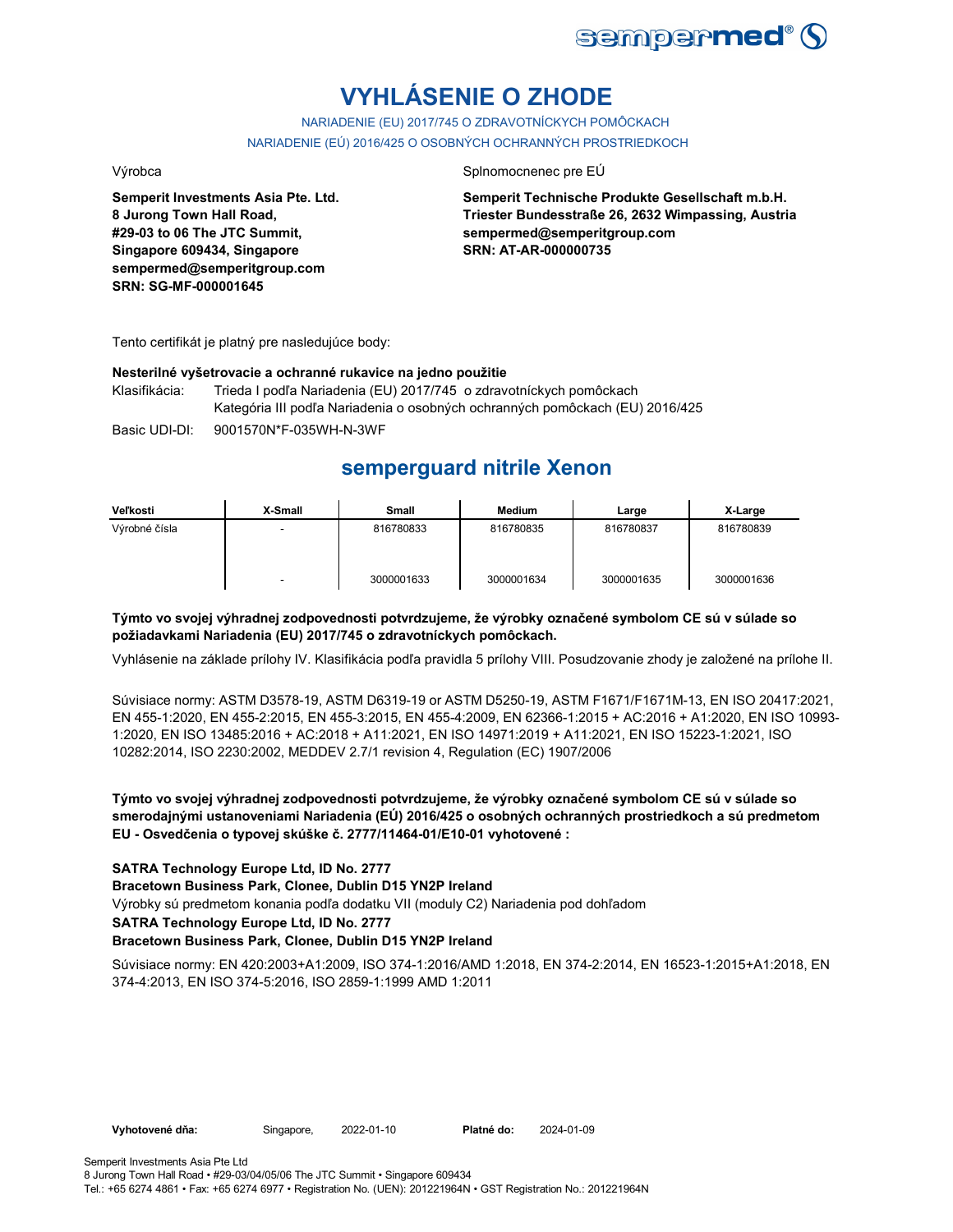# VYHLÁSENIE O ZHODE

NARIADENIE (EU) 2017/745 O ZDRAVOTNÍCKYCH POMÔCKACH

NARIADENIE (EÚ) 2016/425 O OSOBNÝCH OCHRANNÝCH PROSTRIEDKOCH

Výrobca

**Semperit Investments Asia Pte. Ltd.**
**8 Jurong Town Hall Road,**
**#29-03 to 06 The JTC Summit,**
**Singapore 609434, Singapore**
**sempermed@semperitgroup.com**
**SRN: SG-MF-000001645**

Splnomocnenec pre EÚ

**Semperit Technische Produkte Gesellschaft m.b.H.**
**Triester Bundesstraße 26, 2632 Wimpassing, Austria**
**sempermed@semperitgroup.com**
**SRN: AT-AR-000000735**

Tento certifikát je platný pre nasledujúce body:

**Nesterilné vyšetrovacie a ochranné rukavice na jedno použitie**

Klasifikácia: Trieda I podľa Nariadenia (EU) 2017/745 o zdravotníckych pomôckach
Kategória III podľa Nariadenia o osobných ochranných pomôckach (EU) 2016/425

Basic UDI-DI: 9001570N*F-035WH-N-3WF

## semperguard nitrile Xenon

| Veľkosti | X-Small | Small | Medium | Large | X-Large |
|---|---|---|---|---|---|
| Výrobné čísla | - | 816780833 | 816780835 | 816780837 | 816780839 |
| | - | 3000001633 | 3000001634 | 3000001635 | 3000001636 |

**Týmto vo svojej výhradnej zodpovednosti potvrdzujeme, že výrobky označené symbolom CE sú v súlade so požiadavkami Nariadenia (EU) 2017/745 o zdravotníckych pomôckach.**

Vyhlásenie na základe prílohy IV. Klasifikácia podľa pravidla 5 prílohy VIII. Posudzovanie zhody je založené na prílohe II.

Súvisiace normy: ASTM D3578-19, ASTM D6319-19 or ASTM D5250-19, ASTM F1671/F1671M-13, EN ISO 20417:2021, EN 455-1:2020, EN 455-2:2015, EN 455-3:2015, EN 455-4:2009, EN 62366-1:2015 + AC:2016 + A1:2020, EN ISO 10993-1:2020, EN ISO 13485:2016 + AC:2018 + A11:2021, EN ISO 14971:2019 + A11:2021, EN ISO 15223-1:2021, ISO 10282:2014, ISO 2230:2002, MEDDEV 2.7/1 revision 4, Regulation (EC) 1907/2006

**Týmto vo svojej výhradnej zodpovednosti potvrdzujeme, že výrobky označené symbolom CE sú v súlade so smerodajnými ustanoveniami Nariadenia (EÚ) 2016/425 o osobných ochranných prostriedkoch a sú predmetom EU - Osvedčenia o typovej skúške č. 2777/11464-01/E10-01 vyhotovené :**

**SATRA Technology Europe Ltd, ID No. 2777**
**Bracetown Business Park, Clonee, Dublin D15 YN2P Ireland**
Výrobky sú predmetom konania podľa dodatku VII (moduly C2) Nariadenia pod dohľadom
**SATRA Technology Europe Ltd, ID No. 2777**
**Bracetown Business Park, Clonee, Dublin D15 YN2P Ireland**

Súvisiace normy: EN 420:2003+A1:2009, ISO 374-1:2016/AMD 1:2018, EN 374-2:2014, EN 16523-1:2015+A1:2018, EN 374-4:2013, EN ISO 374-5:2016, ISO 2859-1:1999 AMD 1:2011

**Vyhotovené dňa:** Singapore, 2022-01-10 **Platné do:** 2024-01-09

Semperit Investments Asia Pte Ltd
8 Jurong Town Hall Road • #29-03/04/05/06 The JTC Summit • Singapore 609434
Tel.: +65 6274 4861 • Fax: +65 6274 6977 • Registration No. (UEN): 201221964N • GST Registration No.: 201221964N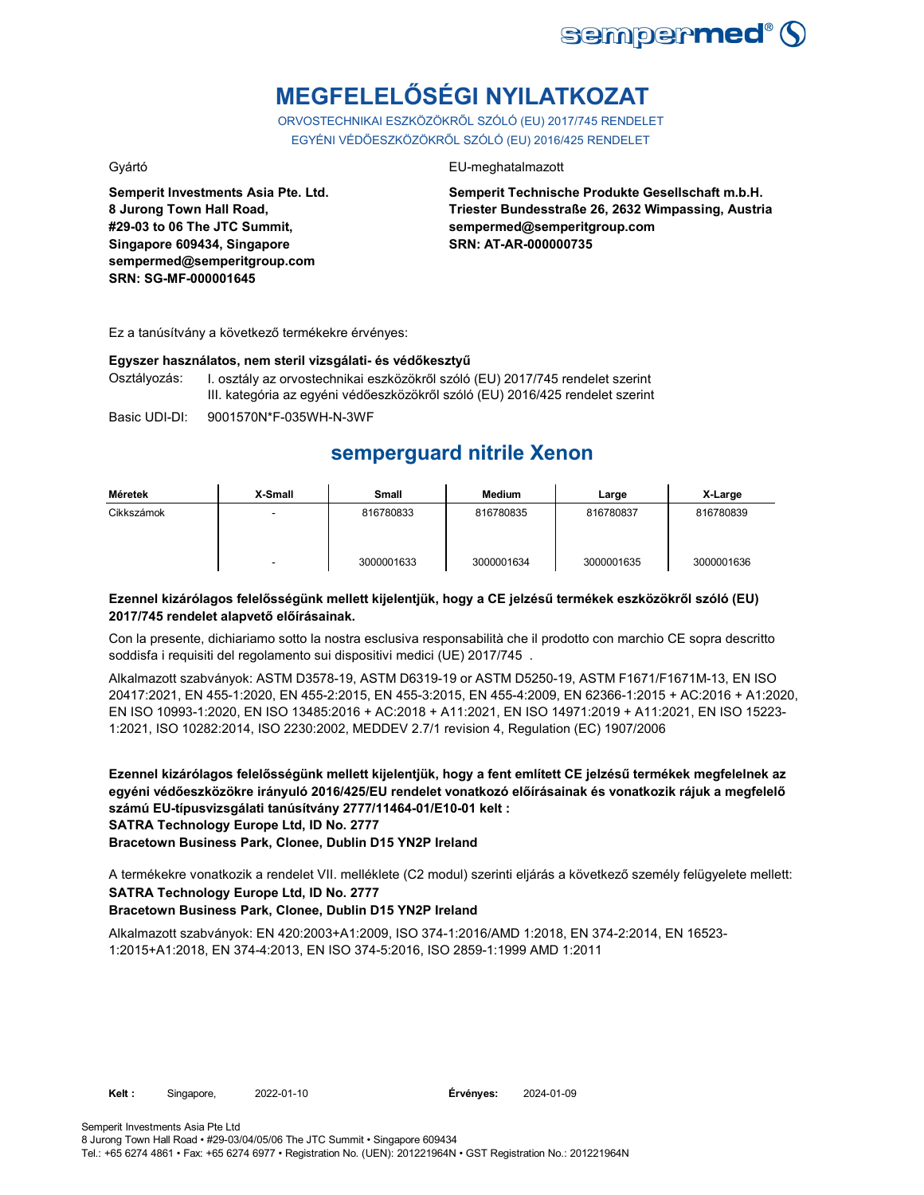# MEGFELELŐSÉGI NYILATKOZAT

ORVOSTECHNIKAI ESZKÖZÖKRŐL SZÓLÓ (EU) 2017/745 RENDELET
EGYÉNI VÉDŐESZKÖZÖKRŐL SZÓLÓ (EU) 2016/425 RENDELET

Gyártó

**Semperit Investments Asia Pte. Ltd.**
**8 Jurong Town Hall Road,**
**#29-03 to 06 The JTC Summit,**
**Singapore 609434, Singapore**
**sempermed@semperitgroup.com**
**SRN: SG-MF-000001645**

EU-meghatalmazott

**Semperit Technische Produkte Gesellschaft m.b.H.**
**Triester Bundesstraße 26, 2632 Wimpassing, Austria**
**sempermed@semperitgroup.com**
**SRN: AT-AR-000000735**

Ez a tanúsítvány a következő termékekre érvényes:

**Egyszer használatos, nem steril vizsgálati- és védőkesztyű**

Osztályozás: I. osztály az orvostechnikai eszközökről szóló (EU) 2017/745 rendelet szerint
III. kategória az egyéni védőeszközökről szóló (EU) 2016/425 rendelet szerint

Basic UDI-DI: 9001570N*F-035WH-N-3WF

## semperguard nitrile Xenon

| Méretek | X-Small | Small | Medium | Large | X-Large |
|---|---|---|---|---|---|
| Cikkszámok | - | 816780833 | 816780835 | 816780837 | 816780839 |
| | - | 3000001633 | 3000001634 | 3000001635 | 3000001636 |

**Ezennel kizárólagos felelősségünk mellett kijelentjük, hogy a CE jelzésű termékek eszközökről szóló (EU) 2017/745 rendelet alapvető előírásainak.**

Con la presente, dichiariamo sotto la nostra esclusiva responsabilità che il prodotto con marchio CE sopra descritto soddisfa i requisiti del regolamento sui dispositivi medici (UE) 2017/745 .

Alkalmazott szabványok: ASTM D3578-19, ASTM D6319-19 or ASTM D5250-19, ASTM F1671/F1671M-13, EN ISO 20417:2021, EN 455-1:2020, EN 455-2:2015, EN 455-3:2015, EN 455-4:2009, EN 62366-1:2015 + AC:2016 + A1:2020, EN ISO 10993-1:2020, EN ISO 13485:2016 + AC:2018 + A11:2021, EN ISO 14971:2019 + A11:2021, EN ISO 15223-1:2021, ISO 10282:2014, ISO 2230:2002, MEDDEV 2.7/1 revision 4, Regulation (EC) 1907/2006

**Ezennel kizárólagos felelősségünk mellett kijelentjük, hogy a fent említett CE jelzésű termékek megfelelnek az egyéni védőeszközökre irányuló 2016/425/EU rendelet vonatkozó előírásainak és vonatkozik rájuk a megfelelő számú EU-típusvizsgálati tanúsítvány 2777/11464-01/E10-01 kelt :**
**SATRA Technology Europe Ltd, ID No. 2777**
**Bracetown Business Park, Clonee, Dublin D15 YN2P Ireland**

A termékekre vonatkozik a rendelet VII. melléklete (C2 modul) szerinti eljárás a következő személy felügyelete mellett:
**SATRA Technology Europe Ltd, ID No. 2777**
**Bracetown Business Park, Clonee, Dublin D15 YN2P Ireland**

Alkalmazott szabványok: EN 420:2003+A1:2009, ISO 374-1:2016/AMD 1:2018, EN 374-2:2014, EN 16523-1:2015+A1:2018, EN 374-4:2013, EN ISO 374-5:2016, ISO 2859-1:1999 AMD 1:2011

**Kelt :** Singapore, 2022-01-10 **Érvényes:** 2024-01-09

Semperit Investments Asia Pte Ltd
8 Jurong Town Hall Road • #29-03/04/05/06 The JTC Summit • Singapore 609434
Tel.: +65 6274 4861 • Fax: +65 6274 6977 • Registration No. (UEN): 201221964N • GST Registration No.: 201221964N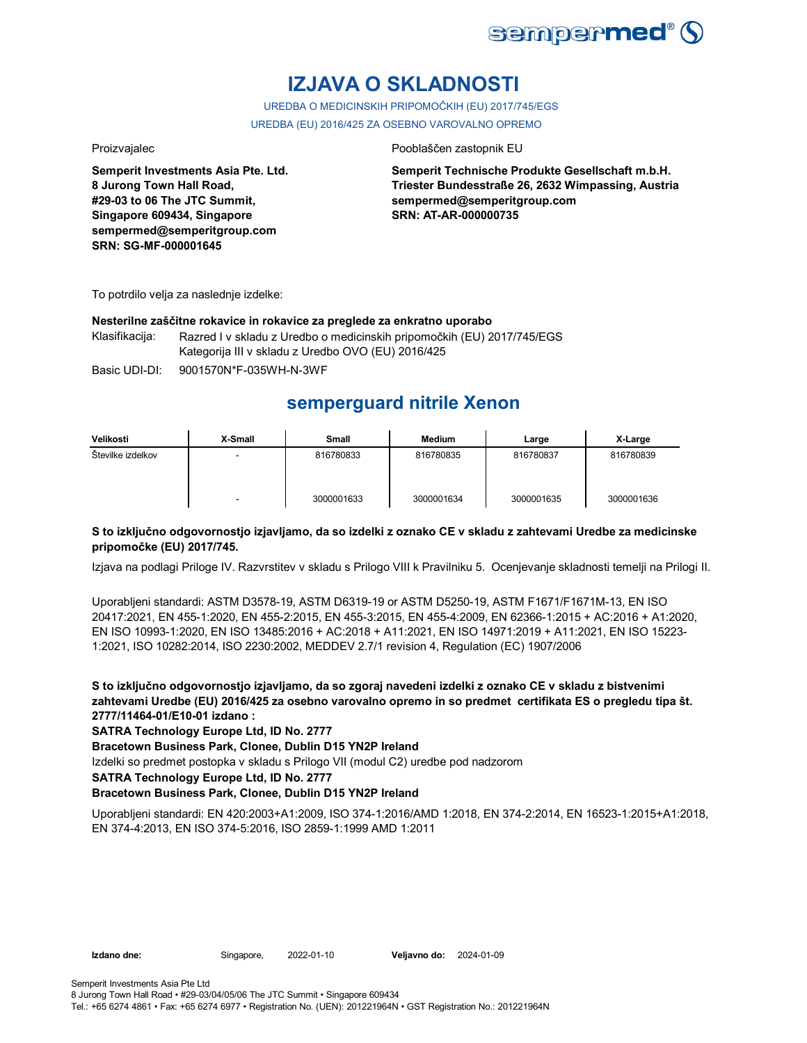# IZJAVA O SKLADNOSTI

UREDBA O MEDICINSKIH PRIPOMOČKIH (EU) 2017/745/EGS

UREDBA (EU) 2016/425 ZA OSEBNO VAROVALNO OPREMO

Proizvajalec

**Semperit Investments Asia Pte. Ltd.**
**8 Jurong Town Hall Road,**
**#29-03 to 06 The JTC Summit,**
**Singapore 609434, Singapore**
**sempermed@semperitgroup.com**
**SRN: SG-MF-000001645**

Pooblaščen zastopnik EU

**Semperit Technische Produkte Gesellschaft m.b.H.**
**Triester Bundesstraße 26, 2632 Wimpassing, Austria**
**sempermed@semperitgroup.com**
**SRN: AT-AR-000000735**

To potrdilo velja za naslednje izdelke:

**Nesterilne zaščitne rokavice in rokavice za preglede za enkratno uporabo**

Klasifikacija: Razred I v skladu z Uredbo o medicinskih pripomočkih (EU) 2017/745/EGS
Kategorija III v skladu z Uredbo OVO (EU) 2016/425

Basic UDI-DI: 9001570N*F-035WH-N-3WF

## semperguard nitrile Xenon

| Velikosti | X-Small | Small | Medium | Large | X-Large |
|---|---|---|---|---|---|
| Številke izdelkov | - | 816780833 | 816780835 | 816780837 | 816780839 |
| | - | 3000001633 | 3000001634 | 3000001635 | 3000001636 |

**S to izključno odgovornostjo izjavljamo, da so izdelki z oznako CE v skladu z zahtevami Uredbe za medicinske pripomočke (EU) 2017/745.**

Izjava na podlagi Priloge IV. Razvrstitev v skladu s Prilogo VIII k Pravilniku 5. Ocenjevanje skladnosti temelji na Prilogi II.

Uporabljeni standardi: ASTM D3578-19, ASTM D6319-19 or ASTM D5250-19, ASTM F1671/F1671M-13, EN ISO 20417:2021, EN 455-1:2020, EN 455-2:2015, EN 455-3:2015, EN 455-4:2009, EN 62366-1:2015 + AC:2016 + A1:2020, EN ISO 10993-1:2020, EN ISO 13485:2016 + AC:2018 + A11:2021, EN ISO 14971:2019 + A11:2021, EN ISO 15223-1:2021, ISO 10282:2014, ISO 2230:2002, MEDDEV 2.7/1 revision 4, Regulation (EC) 1907/2006

**S to izključno odgovornostjo izjavljamo, da so zgoraj navedeni izdelki z oznako CE v skladu z bistvenimi zahtevami Uredbe (EU) 2016/425 za osebno varovalno opremo in so predmet certifikata ES o pregledu tipa št. 2777/11464-01/E10-01 izdano :**

**SATRA Technology Europe Ltd, ID No. 2777**

**Bracetown Business Park, Clonee, Dublin D15 YN2P Ireland**

Izdelki so predmet postopka v skladu s Prilogo VII (modul C2) uredbe pod nadzorom

**SATRA Technology Europe Ltd, ID No. 2777**

**Bracetown Business Park, Clonee, Dublin D15 YN2P Ireland**

Uporabljeni standardi: EN 420:2003+A1:2009, ISO 374-1:2016/AMD 1:2018, EN 374-2:2014, EN 16523-1:2015+A1:2018, EN 374-4:2013, EN ISO 374-5:2016, ISO 2859-1:1999 AMD 1:2011

**Izdano dne:** Singapore, 2022-01-10 **Veljavno do:** 2024-01-09

Semperit Investments Asia Pte Ltd
8 Jurong Town Hall Road • #29-03/04/05/06 The JTC Summit • Singapore 609434
Tel.: +65 6274 4861 • Fax: +65 6274 6977 • Registration No. (UEN): 201221964N • GST Registration No.: 201221964N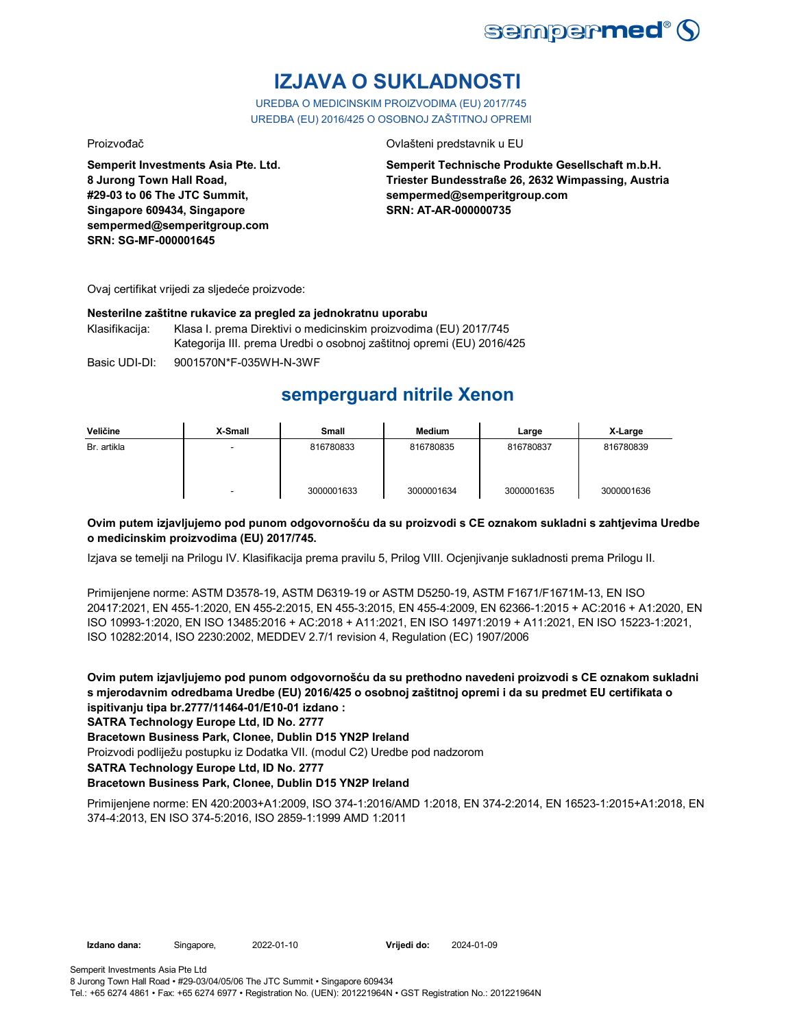# IZJAVA O SUKLADNOSTI

UREDBA O MEDICINSKIM PROIZVODIMA (EU) 2017/745
UREDBA (EU) 2016/425 O OSOBNOJ ZAŠTITNOJ OPREMI

Proizvođač

**Semperit Investments Asia Pte. Ltd.**
**8 Jurong Town Hall Road,**
**#29-03 to 06 The JTC Summit,**
**Singapore 609434, Singapore**
**sempermed@semperitgroup.com**
**SRN: SG-MF-000001645**

Ovlašteni predstavnik u EU

**Semperit Technische Produkte Gesellschaft m.b.H.**
**Triester Bundesstraße 26, 2632 Wimpassing, Austria**
**sempermed@semperitgroup.com**
**SRN: AT-AR-000000735**

Ovaj certifikat vrijedi za sljedeće proizvode:

**Nesterilne zaštitne rukavice za pregled za jednokratnu uporabu**

Klasifikacija: Klasa I. prema Direktivi o medicinskim proizvodima (EU) 2017/745
Kategorija III. prema Uredbi o osobnoj zaštitnoj opremi (EU) 2016/425

Basic UDI-DI: 9001570N*F-035WH-N-3WF

## semperguard nitrile Xenon

| Veličine | X-Small | Small | Medium | Large | X-Large |
|---|---|---|---|---|---|
| Br. artikla | - | 816780833 | 816780835 | 816780837 | 816780839 |
| | - | 3000001633 | 3000001634 | 3000001635 | 3000001636 |

**Ovim putem izjavljujemo pod punom odgovornošću da su proizvodi s CE oznakom sukladni s zahtjevima Uredbe o medicinskim proizvodima (EU) 2017/745.**

Izjava se temelji na Prilogu IV. Klasifikacija prema pravilu 5, Prilog VIII. Ocjenjivanje sukladnosti prema Prilogu II.

Primijenjene norme: ASTM D3578-19, ASTM D6319-19 or ASTM D5250-19, ASTM F1671/F1671M-13, EN ISO 20417:2021, EN 455-1:2020, EN 455-2:2015, EN 455-3:2015, EN 455-4:2009, EN 62366-1:2015 + AC:2016 + A1:2020, EN ISO 10993-1:2020, EN ISO 13485:2016 + AC:2018 + A11:2021, EN ISO 14971:2019 + A11:2021, EN ISO 15223-1:2021, ISO 10282:2014, ISO 2230:2002, MEDDEV 2.7/1 revision 4, Regulation (EC) 1907/2006

**Ovim putem izjavljujemo pod punom odgovornošću da su prethodno navedeni proizvodi s CE oznakom sukladni s mjerodavnim odredbama Uredbe (EU) 2016/425 o osobnoj zaštitnoj opremi i da su predmet EU certifikata o ispitivanju tipa br.2777/11464-01/E10-01 izdano :**
**SATRA Technology Europe Ltd, ID No. 2777**
**Bracetown Business Park, Clonee, Dublin D15 YN2P Ireland**
Proizvodi podliježu postupku iz Dodatka VII. (modul C2) Uredbe pod nadzorom
**SATRA Technology Europe Ltd, ID No. 2777**
**Bracetown Business Park, Clonee, Dublin D15 YN2P Ireland**

Primijenjene norme: EN 420:2003+A1:2009, ISO 374-1:2016/AMD 1:2018, EN 374-2:2014, EN 16523-1:2015+A1:2018, EN 374-4:2013, EN ISO 374-5:2016, ISO 2859-1:1999 AMD 1:2011

**Izdano dana:** Singapore, 2022-01-10 **Vrijedi do:** 2024-01-09

Semperit Investments Asia Pte Ltd
8 Jurong Town Hall Road • #29-03/04/05/06 The JTC Summit • Singapore 609434
Tel.: +65 6274 4861 • Fax: +65 6274 6977 • Registration No. (UEN): 201221964N • GST Registration No.: 201221964N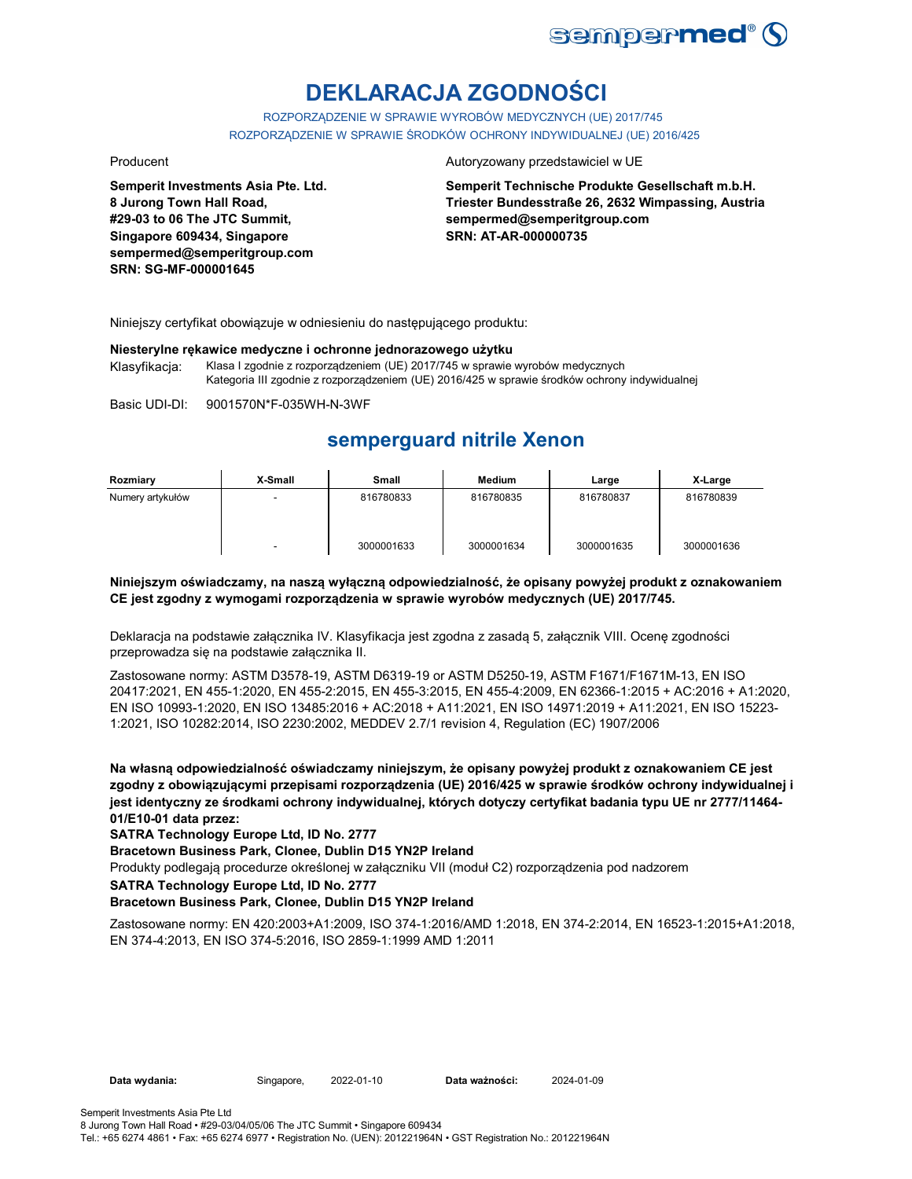# DEKLARACJA ZGODNOŚCI

ROZPORZĄDZENIE W SPRAWIE WYROBÓW MEDYCZNYCH (UE) 2017/745
ROZPORZĄDZENIE W SPRAWIE ŚRODKÓW OCHRONY INDYWIDUALNEJ (UE) 2016/425

Producent

**Semperit Investments Asia Pte. Ltd.**
**8 Jurong Town Hall Road,**
**#29-03 to 06 The JTC Summit,**
**Singapore 609434, Singapore**
**sempermed@semperitgroup.com**
**SRN: SG-MF-000001645**

Autoryzowany przedstawiciel w UE

**Semperit Technische Produkte Gesellschaft m.b.H.**
**Triester Bundesstraße 26, 2632 Wimpassing, Austria**
**sempermed@semperitgroup.com**
**SRN: AT-AR-000000735**

Niniejszy certyfikat obowiązuje w odniesieniu do następującego produktu:

**Niesterylne rękawice medyczne i ochronne jednorazowego użytku**

Klasyfikacja: Klasa I zgodnie z rozporządzeniem (UE) 2017/745 w sprawie wyrobów medycznych
Kategoria III zgodnie z rozporządzeniem (UE) 2016/425 w sprawie środków ochrony indywidualnej

Basic UDI-DI: 9001570N*F-035WH-N-3WF

## semperguard nitrile Xenon

| Rozmiary | X-Small | Small | Medium | Large | X-Large |
|---|---|---|---|---|---|
| Numery artykułów | - | 816780833 | 816780835 | 816780837 | 816780839 |
| | - | 3000001633 | 3000001634 | 3000001635 | 3000001636 |

**Niniejszym oświadczamy, na naszą wyłączną odpowiedzialność, że opisany powyżej produkt z oznakowaniem CE jest zgodny z wymogami rozporządzenia w sprawie wyrobów medycznych (UE) 2017/745.**

Deklaracja na podstawie załącznika IV. Klasyfikacja jest zgodna z zasadą 5, załącznik VIII. Ocenę zgodności przeprowadza się na podstawie załącznika II.

Zastosowane normy: ASTM D3578-19, ASTM D6319-19 or ASTM D5250-19, ASTM F1671/F1671M-13, EN ISO 20417:2021, EN 455-1:2020, EN 455-2:2015, EN 455-3:2015, EN 455-4:2009, EN 62366-1:2015 + AC:2016 + A1:2020, EN ISO 10993-1:2020, EN ISO 13485:2016 + AC:2018 + A11:2021, EN ISO 14971:2019 + A11:2021, EN ISO 15223-1:2021, ISO 10282:2014, ISO 2230:2002, MEDDEV 2.7/1 revision 4, Regulation (EC) 1907/2006

**Na własną odpowiedzialność oświadczamy niniejszym, że opisany powyżej produkt z oznakowaniem CE jest zgodny z obowiązującymi przepisami rozporządzenia (UE) 2016/425 w sprawie środków ochrony indywidualnej i jest identyczny ze środkami ochrony indywidualnej, których dotyczy certyfikat badania typu UE nr 2777/11464-01/E10-01 data przez:**

**SATRA Technology Europe Ltd, ID No. 2777**

**Bracetown Business Park, Clonee, Dublin D15 YN2P Ireland**

Produkty podlegają procedurze określonej w załączniku VII (moduł C2) rozporządzenia pod nadzorem

**SATRA Technology Europe Ltd, ID No. 2777**

**Bracetown Business Park, Clonee, Dublin D15 YN2P Ireland**

Zastosowane normy: EN 420:2003+A1:2009, ISO 374-1:2016/AMD 1:2018, EN 374-2:2014, EN 16523-1:2015+A1:2018, EN 374-4:2013, EN ISO 374-5:2016, ISO 2859-1:1999 AMD 1:2011

**Data wydania:** Singapore, 2022-01-10 **Data ważności:** 2024-01-09

Semperit Investments Asia Pte Ltd
8 Jurong Town Hall Road • #29-03/04/05/06 The JTC Summit • Singapore 609434
Tel.: +65 6274 4861 • Fax: +65 6274 6977 • Registration No. (UEN): 201221964N • GST Registration No.: 201221964N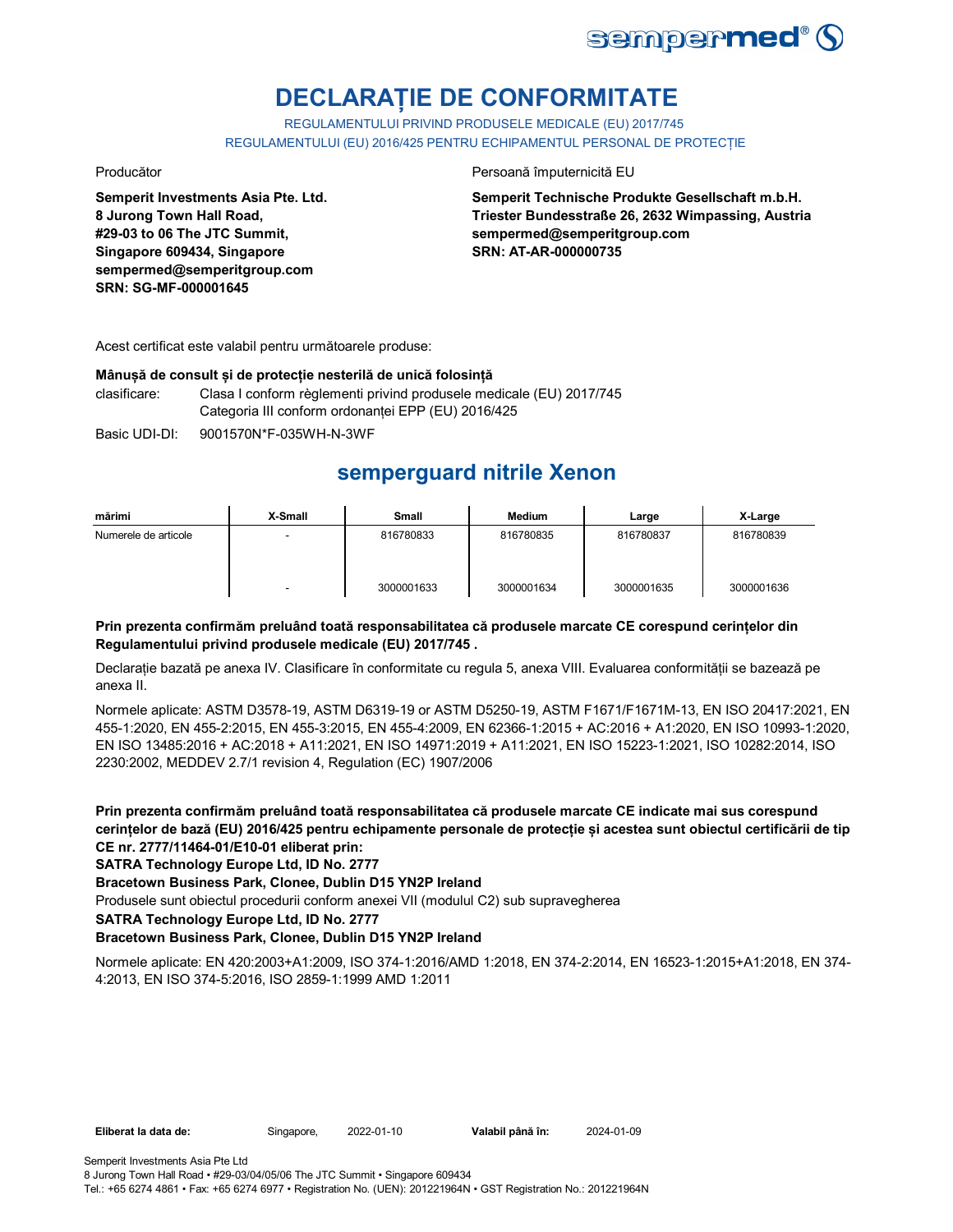# DECLARAȚIE DE CONFORMITATE

REGULAMENTULUI PRIVIND PRODUSELE MEDICALE (EU) 2017/745
REGULAMENTULUI (EU) 2016/425 PENTRU ECHIPAMENTUL PERSONAL DE PROTECȚIE

Producător

**Semperit Investments Asia Pte. Ltd.**
**8 Jurong Town Hall Road,**
**#29-03 to 06 The JTC Summit,**
**Singapore 609434, Singapore**
**sempermed@semperitgroup.com**
**SRN: SG-MF-000001645**

Persoană împuternicită EU

**Semperit Technische Produkte Gesellschaft m.b.H.**
**Triester Bundesstraße 26, 2632 Wimpassing, Austria**
**sempermed@semperitgroup.com**
**SRN: AT-AR-000000735**

Acest certificat este valabil pentru următoarele produse:

**Mânușă de consult și de protecție nesterilă de unică folosință**

clasificare: Clasa I conform règlementi privind produsele medicale (EU) 2017/745
Categoria III conform ordonanței EPP (EU) 2016/425

Basic UDI-DI: 9001570N*F-035WH-N-3WF

## semperguard nitrile Xenon

| mărimi | X-Small | Small | Medium | Large | X-Large |
|---|---|---|---|---|---|
| Numerele de articole | - | 816780833 | 816780835 | 816780837 | 816780839 |
| | - | 3000001633 | 3000001634 | 3000001635 | 3000001636 |

**Prin prezenta confirmăm preluând toată responsabilitatea că produsele marcate CE corespund cerințelor din Regulamentului privind produsele medicale (EU) 2017/745 .**

Declarație bazată pe anexa IV. Clasificare în conformitate cu regula 5, anexa VIII. Evaluarea conformității se bazează pe anexa II.

Normele aplicate: ASTM D3578-19, ASTM D6319-19 or ASTM D5250-19, ASTM F1671/F1671M-13, EN ISO 20417:2021, EN 455-1:2020, EN 455-2:2015, EN 455-3:2015, EN 455-4:2009, EN 62366-1:2015 + AC:2016 + A1:2020, EN ISO 10993-1:2020, EN ISO 13485:2016 + AC:2018 + A11:2021, EN ISO 14971:2019 + A11:2021, EN ISO 15223-1:2021, ISO 10282:2014, ISO 2230:2002, MEDDEV 2.7/1 revision 4, Regulation (EC) 1907/2006

**Prin prezenta confirmăm preluând toată responsabilitatea că produsele marcate CE indicate mai sus corespund cerințelor de bază (EU) 2016/425 pentru echipamente personale de protecție și acestea sunt obiectul certificării de tip CE nr. 2777/11464-01/E10-01 eliberat prin:**

**SATRA Technology Europe Ltd, ID No. 2777**

**Bracetown Business Park, Clonee, Dublin D15 YN2P Ireland**

Produsele sunt obiectul procedurii conform anexei VII (modulul C2) sub supravegherea

**SATRA Technology Europe Ltd, ID No. 2777**

**Bracetown Business Park, Clonee, Dublin D15 YN2P Ireland**

Normele aplicate: EN 420:2003+A1:2009, ISO 374-1:2016/AMD 1:2018, EN 374-2:2014, EN 16523-1:2015+A1:2018, EN 374-4:2013, EN ISO 374-5:2016, ISO 2859-1:1999 AMD 1:2011

**Eliberat la data de:** Singapore, 2022-01-10 **Valabil până în:** 2024-01-09

Semperit Investments Asia Pte Ltd
8 Jurong Town Hall Road • #29-03/04/05/06 The JTC Summit • Singapore 609434
Tel.: +65 6274 4861 • Fax: +65 6274 6977 • Registration No. (UEN): 201221964N • GST Registration No.: 201221964N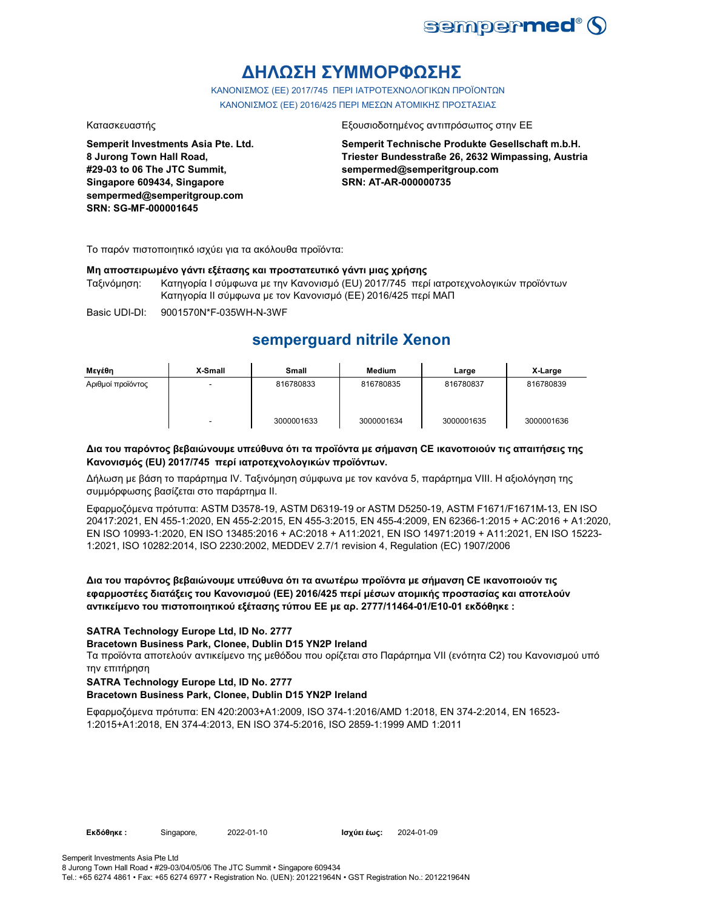# ΔΗΛΩΣΗ ΣΥΜΜΟΡΦΩΣΗΣ

ΚΑΝΟΝΙΣΜΟΣ (ΕΕ) 2017/745 ΠΕΡΙ ΙΑΤΡΟΤΕΧΝΟΛΟΓΙΚΩΝ ΠΡΟΪΟΝΤΩΝ
ΚΑΝΟΝΙΣΜΟΣ (ΕΕ) 2016/425 ΠΕΡΙ ΜΕΣΩΝ ΑΤΟΜΙΚΗΣ ΠΡΟΣΤΑΣΙΑΣ

Κατασκευαστής

**Semperit Investments Asia Pte. Ltd.**
**8 Jurong Town Hall Road,**
**#29-03 to 06 The JTC Summit,**
**Singapore 609434, Singapore**
**sempermed@semperitgroup.com**
**SRN: SG-MF-000001645**

Εξουσιοδοτημένος αντιπρόσωπος στην ΕΕ

**Semperit Technische Produkte Gesellschaft m.b.H.**
**Triester Bundesstraße 26, 2632 Wimpassing, Austria**
**sempermed@semperitgroup.com**
**SRN: AT-AR-000000735**

Το παρόν πιστοποιητικό ισχύει για τα ακόλουθα προϊόντα:

**Μη αποστειρωμένο γάντι εξέτασης και προστατευτικό γάντι μιας χρήσης**

Ταξινόμηση: Κατηγορία I σύμφωνα με την Κανονισμό (EU) 2017/745 περί ιατροτεχνολογικών προϊόντων
Κατηγορία II σύμφωνα με τον Κανονισμό (ΕΕ) 2016/425 περί ΜΑΠ

Basic UDI-DI: 9001570N*F-035WH-N-3WF

## semperguard nitrile Xenon

| Μεγέθη | X-Small | Small | Medium | Large | X-Large |
|---|---|---|---|---|---|
| Αριθμοί προϊόντος | - | 816780833 | 816780835 | 816780837 | 816780839 |
| | - | 3000001633 | 3000001634 | 3000001635 | 3000001636 |

**Δια του παρόντος βεβαιώνουμε υπεύθυνα ότι τα προϊόντα με σήμανση CE ικανοποιούν τις απαιτήσεις της Κανονισμός (EU) 2017/745 περί ιατροτεχνολογικών προϊόντων.**

Δήλωση με βάση το παράρτημα IV. Ταξινόμηση σύμφωνα με τον κανόνα 5, παράρτημα VIII. Η αξιολόγηση της συμμόρφωσης βασίζεται στο παράρτημα II.

Εφαρμοζόμενα πρότυπα: ASTM D3578-19, ASTM D6319-19 or ASTM D5250-19, ASTM F1671/F1671M-13, EN ISO 20417:2021, EN 455-1:2020, EN 455-2:2015, EN 455-3:2015, EN 455-4:2009, EN 62366-1:2015 + AC:2016 + A1:2020, EN ISO 10993-1:2020, EN ISO 13485:2016 + AC:2018 + A11:2021, EN ISO 14971:2019 + A11:2021, EN ISO 15223-1:2021, ISO 10282:2014, ISO 2230:2002, MEDDEV 2.7/1 revision 4, Regulation (EC) 1907/2006

**Δια του παρόντος βεβαιώνουμε υπεύθυνα ότι τα ανωτέρω προϊόντα με σήμανση CE ικανοποιούν τις εφαρμοστέες διατάξεις του Κανονισμού (ΕΕ) 2016/425 περί μέσων ατομικής προστασίας και αποτελούν αντικείμενο του πιστοποιητικού εξέτασης τύπου ΕΕ με αρ. 2777/11464-01/E10-01 εκδόθηκε :**

**SATRA Technology Europe Ltd, ID No. 2777**
**Bracetown Business Park, Clonee, Dublin D15 YN2P Ireland**

Τα προϊόντα αποτελούν αντικείμενο της μεθόδου που ορίζεται στο Παράρτημα VII (ενότητα C2) του Κανονισμού υπό την επιτήρηση

**SATRA Technology Europe Ltd, ID No. 2777**
**Bracetown Business Park, Clonee, Dublin D15 YN2P Ireland**

Εφαρμοζόμενα πρότυπα: EN 420:2003+A1:2009, ISO 374-1:2016/AMD 1:2018, EN 374-2:2014, EN 16523-1:2015+A1:2018, EN 374-4:2013, EN ISO 374-5:2016, ISO 2859-1:1999 AMD 1:2011

**Εκδόθηκε :** Singapore, 2022-01-10 **Ισχύει έως:** 2024-01-09

Semperit Investments Asia Pte Ltd
8 Jurong Town Hall Road • #29-03/04/05/06 The JTC Summit • Singapore 609434
Tel.: +65 6274 4861 • Fax: +65 6274 6977 • Registration No. (UEN): 201221964N • GST Registration No.: 201221964N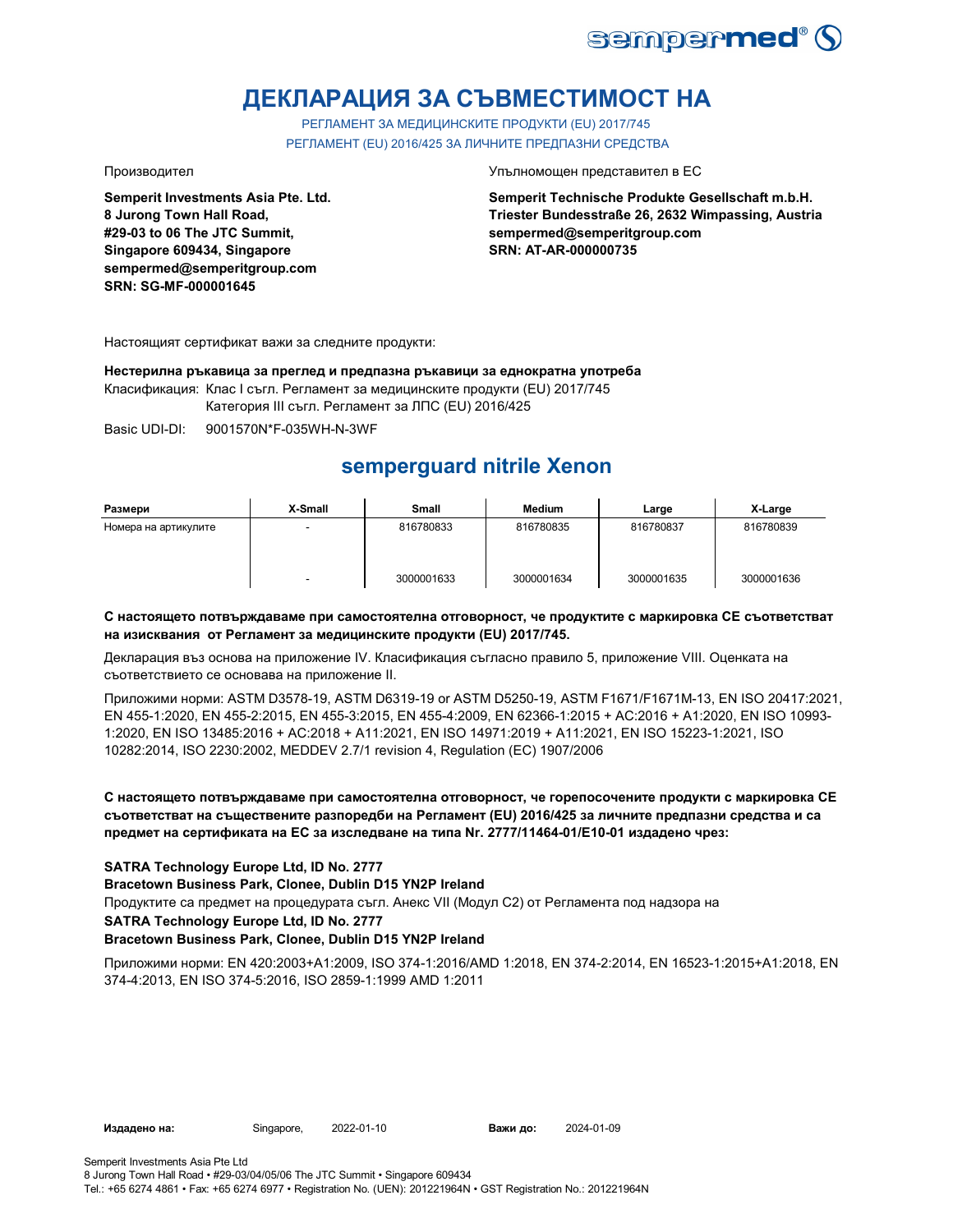# ДЕКЛАРАЦИЯ ЗА СЪВМЕСТИМОСТ НА

РЕГЛАМЕНТ ЗА МЕДИЦИНСКИТЕ ПРОДУКТИ (EU) 2017/745
РЕГЛАМЕНТ (EU) 2016/425 ЗА ЛИЧНИТЕ ПРЕДПАЗНИ СРЕДСТВА

Производител

**Semperit Investments Asia Pte. Ltd.**
**8 Jurong Town Hall Road,**
**#29-03 to 06 The JTC Summit,**
**Singapore 609434, Singapore**
**sempermed@semperitgroup.com**
**SRN: SG-MF-000001645**

Упълномощен представител в ЕС

**Semperit Technische Produkte Gesellschaft m.b.H.**
**Triester Bundesstraße 26, 2632 Wimpassing, Austria**
**sempermed@semperitgroup.com**
**SRN: AT-AR-000000735**

Настоящият сертификат важи за следните продукти:

**Нестерилна ръкавица за преглед и предпазна ръкавици за еднократна употреба**

Класификация: Клас I съгл. Регламент за медицинските продукти (EU) 2017/745
Категория III съгл. Регламент за ЛПС (EU) 2016/425

Basic UDI-DI: 9001570N*F-035WH-N-3WF

## semperguard nitrile Xenon

| Размери | X-Small | Small | Medium | Large | X-Large |
|---|---|---|---|---|---|
| Номера на артикулите | - | 816780833 | 816780835 | 816780837 | 816780839 |
| | - | 3000001633 | 3000001634 | 3000001635 | 3000001636 |

**С настоящето потвърждаваме при самостоятелна отговорност, че продуктите с маркировка CE съответстват на изисквания от Регламент за медицинските продукти (EU) 2017/745.**

Декларация въз основа на приложение IV. Класификация съгласно правило 5, приложение VIII. Оценката на съответствието се основава на приложение II.

Приложими норми: ASTM D3578-19, ASTM D6319-19 or ASTM D5250-19, ASTM F1671/F1671M-13, EN ISO 20417:2021, EN 455-1:2020, EN 455-2:2015, EN 455-3:2015, EN 455-4:2009, EN 62366-1:2015 + AC:2016 + A1:2020, EN ISO 10993-1:2020, EN ISO 13485:2016 + AC:2018 + A11:2021, EN ISO 14971:2019 + A11:2021, EN ISO 15223-1:2021, ISO 10282:2014, ISO 2230:2002, MEDDEV 2.7/1 revision 4, Regulation (EC) 1907/2006

**С настоящето потвърждаваме при самостоятелна отговорност, че горепосочените продукти с маркировка CE съответстват на съществените разпоредби на Регламент (EU) 2016/425 за личните предпазни средства и са предмет на сертификата на ЕС за изследване на типа Nr. 2777/11464-01/E10-01 издадено чрез:**

**SATRA Technology Europe Ltd, ID No. 2777**
**Bracetown Business Park, Clonee, Dublin D15 YN2P Ireland**

Продуктите са предмет на процедурата съгл. Анекс VII (Модул C2) от Регламента под надзора на

**SATRA Technology Europe Ltd, ID No. 2777**
**Bracetown Business Park, Clonee, Dublin D15 YN2P Ireland**

Приложими норми: EN 420:2003+A1:2009, ISO 374-1:2016/AMD 1:2018, EN 374-2:2014, EN 16523-1:2015+A1:2018, EN 374-4:2013, EN ISO 374-5:2016, ISO 2859-1:1999 AMD 1:2011

**Издадено на:** Singapore, 2022-01-10 **Важи до:** 2024-01-09

Semperit Investments Asia Pte Ltd
8 Jurong Town Hall Road • #29-03/04/05/06 The JTC Summit • Singapore 609434
Tel.: +65 6274 4861 • Fax: +65 6274 6977 • Registration No. (UEN): 201221964N • GST Registration No.: 201221964N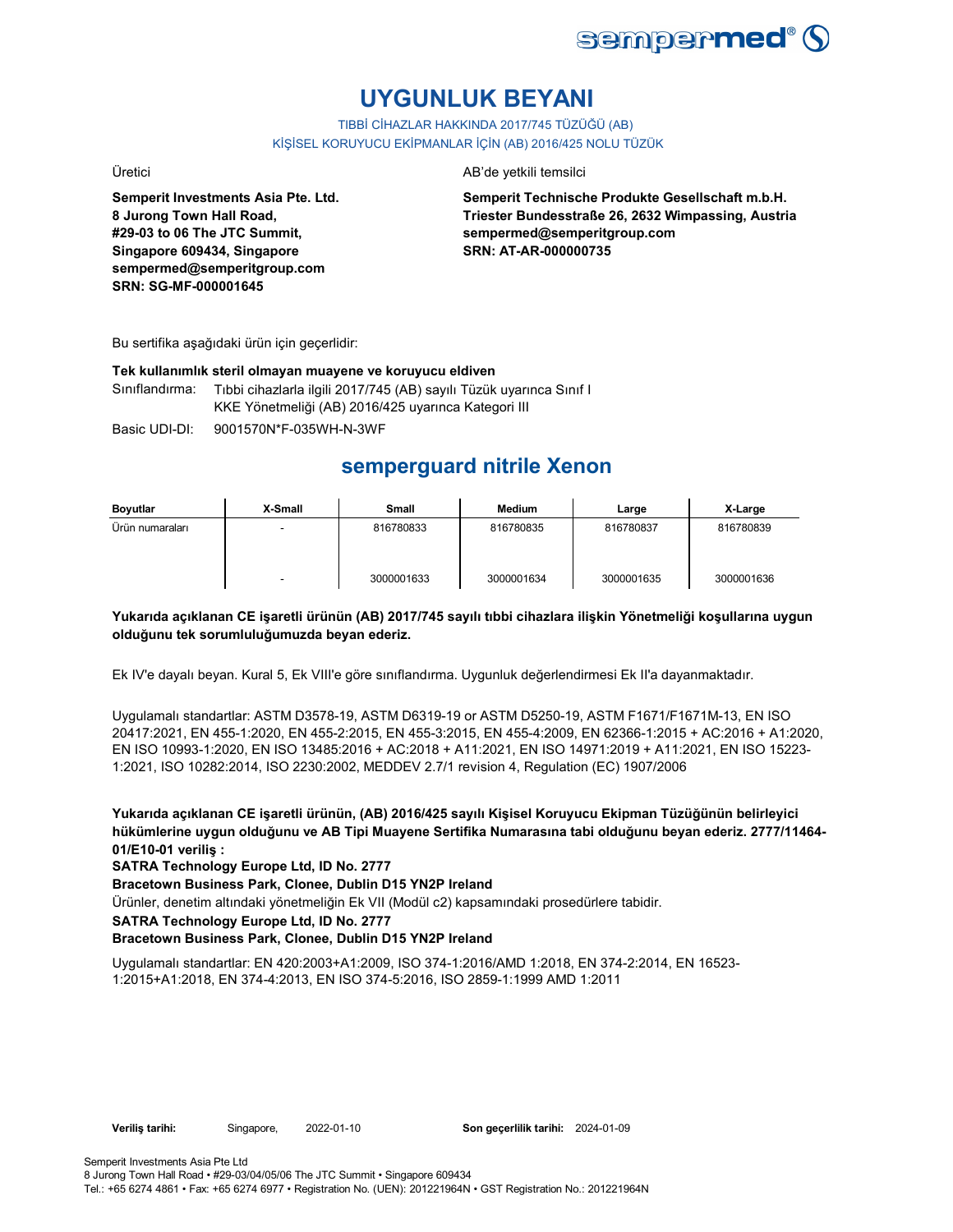# UYGUNLUK BEYANI

TIBBİ CİHAZLAR HAKKINDA 2017/745 TÜZÜĞÜ (AB)

KİŞİSEL KORUYUCU EKİPMANLAR İÇİN (AB) 2016/425 NOLU TÜZÜK

Üretici

**Semperit Investments Asia Pte. Ltd.**
**8 Jurong Town Hall Road,**
**#29-03 to 06 The JTC Summit,**
**Singapore 609434, Singapore**
**sempermed@semperitgroup.com**
**SRN: SG-MF-000001645**

AB'de yetkili temsilci

**Semperit Technische Produkte Gesellschaft m.b.H.**
**Triester Bundesstraße 26, 2632 Wimpassing, Austria**
**sempermed@semperitgroup.com**
**SRN: AT-AR-000000735**

Bu sertifika aşağıdaki ürün için geçerlidir:

**Tek kullanımlık steril olmayan muayene ve koruyucu eldiven**

Sınıflandırma: Tıbbi cihazlarla ilgili 2017/745 (AB) sayılı Tüzük uyarınca Sınıf I
KKE Yönetmeliği (AB) 2016/425 uyarınca Kategori III

Basic UDI-DI: 9001570N*F-035WH-N-3WF

## semperguard nitrile Xenon

| Boyutlar | X-Small | Small | Medium | Large | X-Large |
|---|---|---|---|---|---|
| Ürün numaraları | - | 816780833 | 816780835 | 816780837 | 816780839 |
| | - | 3000001633 | 3000001634 | 3000001635 | 3000001636 |

**Yukarıda açıklanan CE işaretli ürünün (AB) 2017/745 sayılı tıbbi cihazlara ilişkin Yönetmeliği koşullarına uygun olduğunu tek sorumluluğumuzda beyan ederiz.**

Ek IV'e dayalı beyan. Kural 5, Ek VIII'e göre sınıflandırma. Uygunluk değerlendirmesi Ek II'a dayanmaktadır.

Uygulamalı standartlar: ASTM D3578-19, ASTM D6319-19 or ASTM D5250-19, ASTM F1671/F1671M-13, EN ISO 20417:2021, EN 455-1:2020, EN 455-2:2015, EN 455-3:2015, EN 455-4:2009, EN 62366-1:2015 + AC:2016 + A1:2020, EN ISO 10993-1:2020, EN ISO 13485:2016 + AC:2018 + A11:2021, EN ISO 14971:2019 + A11:2021, EN ISO 15223-1:2021, ISO 10282:2014, ISO 2230:2002, MEDDEV 2.7/1 revision 4, Regulation (EC) 1907/2006

**Yukarıda açıklanan CE işaretli ürünün, (AB) 2016/425 sayılı Kişisel Koruyucu Ekipman Tüzüğünün belirleyici hükümlerine uygun olduğunu ve AB Tipi Muayene Sertifika Numarasına tabi olduğunu beyan ederiz. 2777/11464-01/E10-01 veriliş :**

**SATRA Technology Europe Ltd, ID No. 2777**

**Bracetown Business Park, Clonee, Dublin D15 YN2P Ireland**

Ürünler, denetim altındaki yönetmeliğin Ek VII (Modül c2) kapsamındaki prosedürlere tabidir.

**SATRA Technology Europe Ltd, ID No. 2777**

**Bracetown Business Park, Clonee, Dublin D15 YN2P Ireland**

Uygulamalı standartlar: EN 420:2003+A1:2009, ISO 374-1:2016/AMD 1:2018, EN 374-2:2014, EN 16523-1:2015+A1:2018, EN 374-4:2013, EN ISO 374-5:2016, ISO 2859-1:1999 AMD 1:2011

**Veriliş tarihi:** Singapore, 2022-01-10 **Son geçerlilik tarihi:** 2024-01-09

Semperit Investments Asia Pte Ltd
8 Jurong Town Hall Road • #29-03/04/05/06 The JTC Summit • Singapore 609434
Tel.: +65 6274 4861 • Fax: +65 6274 6977 • Registration No. (UEN): 201221964N • GST Registration No.: 201221964N